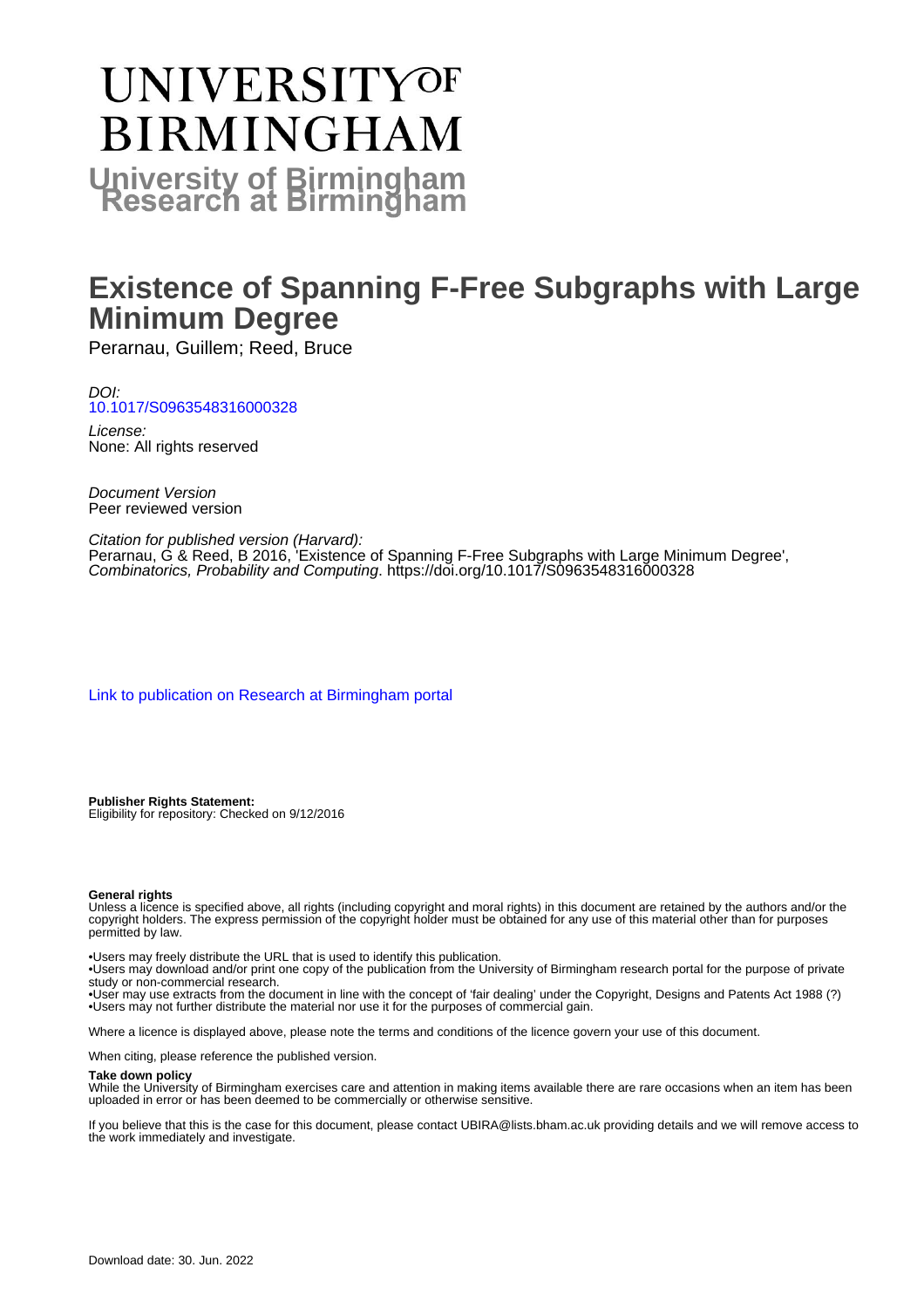# UNIVERSITY OF BIRMINGHAM

**University of Birmingham Research at Birmingham**

# Existence of Spanning F-Free Subgraphs with Large Minimum Degree

Perarnau, Guillem; Reed, Bruce

*DOI:*
10.1017/S0963548316000328

*License:*
None: All rights reserved

*Document Version*
Peer reviewed version

*Citation for published version (Harvard):*
Perarnau, G & Reed, B 2016, 'Existence of Spanning F-Free Subgraphs with Large Minimum Degree', *Combinatorics, Probability and Computing*. https://doi.org/10.1017/S0963548316000328

Link to publication on Research at Birmingham portal

**Publisher Rights Statement:**
Eligibility for repository: Checked on 9/12/2016

**General rights**
Unless a licence is specified above, all rights (including copyright and moral rights) in this document are retained by the authors and/or the copyright holders. The express permission of the copyright holder must be obtained for any use of this material other than for purposes permitted by law.

•Users may freely distribute the URL that is used to identify this publication.
•Users may download and/or print one copy of the publication from the University of Birmingham research portal for the purpose of private study or non-commercial research.
•User may use extracts from the document in line with the concept of 'fair dealing' under the Copyright, Designs and Patents Act 1988 (?)
•Users may not further distribute the material nor use it for the purposes of commercial gain.

Where a licence is displayed above, please note the terms and conditions of the licence govern your use of this document.

When citing, please reference the published version.

**Take down policy**
While the University of Birmingham exercises care and attention in making items available there are rare occasions when an item has been uploaded in error or has been deemed to be commercially or otherwise sensitive.

If you believe that this is the case for this document, please contact UBIRA@lists.bham.ac.uk providing details and we will remove access to the work immediately and investigate.

Download date: 30. Jun. 2022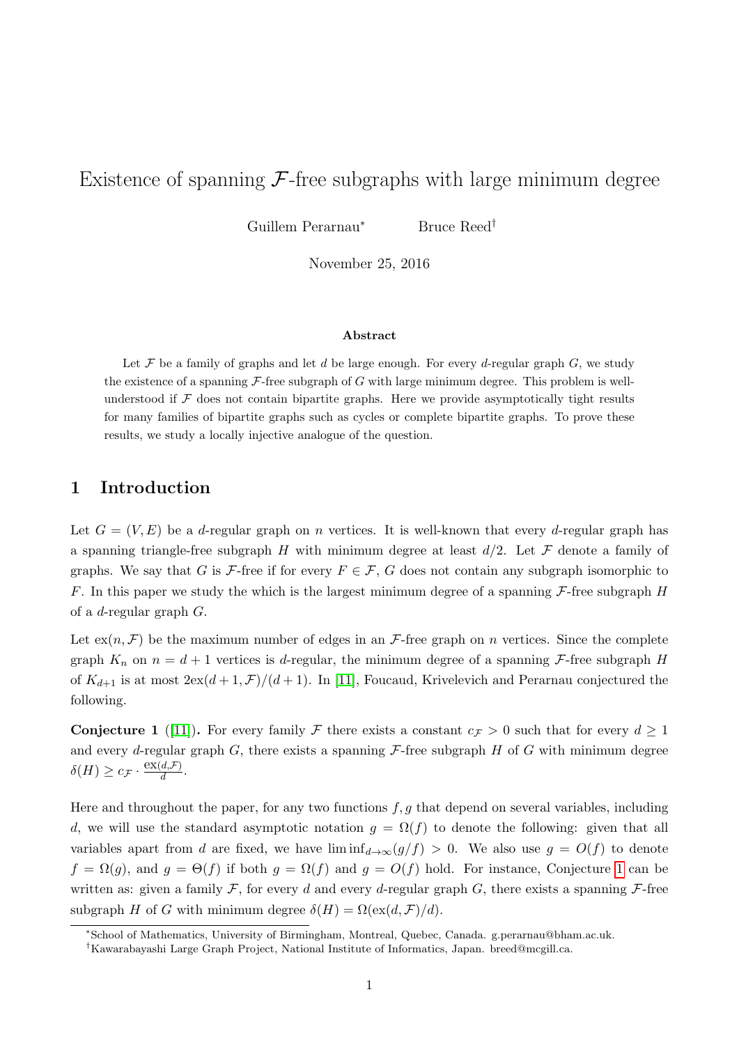# Existence of spanning $\mathcal{F}$-free subgraphs with large minimum degree

Guillem Perarnau[*] Bruce Reed[†]

November 25, 2016

### Abstract

Let $\mathcal{F}$ be a family of graphs and let $d$ be large enough. For every $d$-regular graph $G$, we study the existence of a spanning $\mathcal{F}$-free subgraph of $G$ with large minimum degree. This problem is well-understood if $\mathcal{F}$ does not contain bipartite graphs. Here we provide asymptotically tight results for many families of bipartite graphs such as cycles or complete bipartite graphs. To prove these results, we study a locally injective analogue of the question.

## 1 Introduction

Let $G = (V, E)$ be a $d$-regular graph on $n$ vertices. It is well-known that every $d$-regular graph has a spanning triangle-free subgraph $H$ with minimum degree at least $d/2$. Let $\mathcal{F}$ denote a family of graphs. We say that $G$ is $\mathcal{F}$-free if for every $F \in \mathcal{F}$, $G$ does not contain any subgraph isomorphic to $F$. In this paper we study the which is the largest minimum degree of a spanning $\mathcal{F}$-free subgraph $H$ of a $d$-regular graph $G$.

Let $\text{ex}(n, \mathcal{F})$ be the maximum number of edges in an $\mathcal{F}$-free graph on $n$ vertices. Since the complete graph $K_n$ on $n = d + 1$ vertices is $d$-regular, the minimum degree of a spanning $\mathcal{F}$-free subgraph $H$ of $K_{d+1}$ is at most $2\text{ex}(d + 1, \mathcal{F})/(d + 1)$. In [11], Foucaud, Krivelevich and Perarnau conjectured the following.

**Conjecture 1** ([11])**.** For every family $\mathcal{F}$ there exists a constant $c_{\mathcal{F}} > 0$ such that for every $d \geq 1$ and every $d$-regular graph $G$, there exists a spanning $\mathcal{F}$-free subgraph $H$ of $G$ with minimum degree $\delta(H) \geq c_{\mathcal{F}} \cdot \frac{\text{ex}(d,\mathcal{F})}{d}$.

Here and throughout the paper, for any two functions $f, g$ that depend on several variables, including $d$, we will use the standard asymptotic notation $g = \Omega(f)$ to denote the following: given that all variables apart from $d$ are fixed, we have $\liminf_{d\to\infty}(g/f) > 0$. We also use $g = O(f)$ to denote $f = \Omega(g)$, and $g = \Theta(f)$ if both $g = \Omega(f)$ and $g = O(f)$ hold. For instance, Conjecture 1 can be written as: given a family $\mathcal{F}$, for every $d$ and every $d$-regular graph $G$, there exists a spanning $\mathcal{F}$-free subgraph $H$ of $G$ with minimum degree $\delta(H) = \Omega(\text{ex}(d, \mathcal{F})/d)$.

[*]School of Mathematics, University of Birmingham, Montreal, Quebec, Canada. g.perarnau@bham.ac.uk.
[†]Kawarabayashi Large Graph Project, National Institute of Informatics, Japan. breed@mcgill.ca.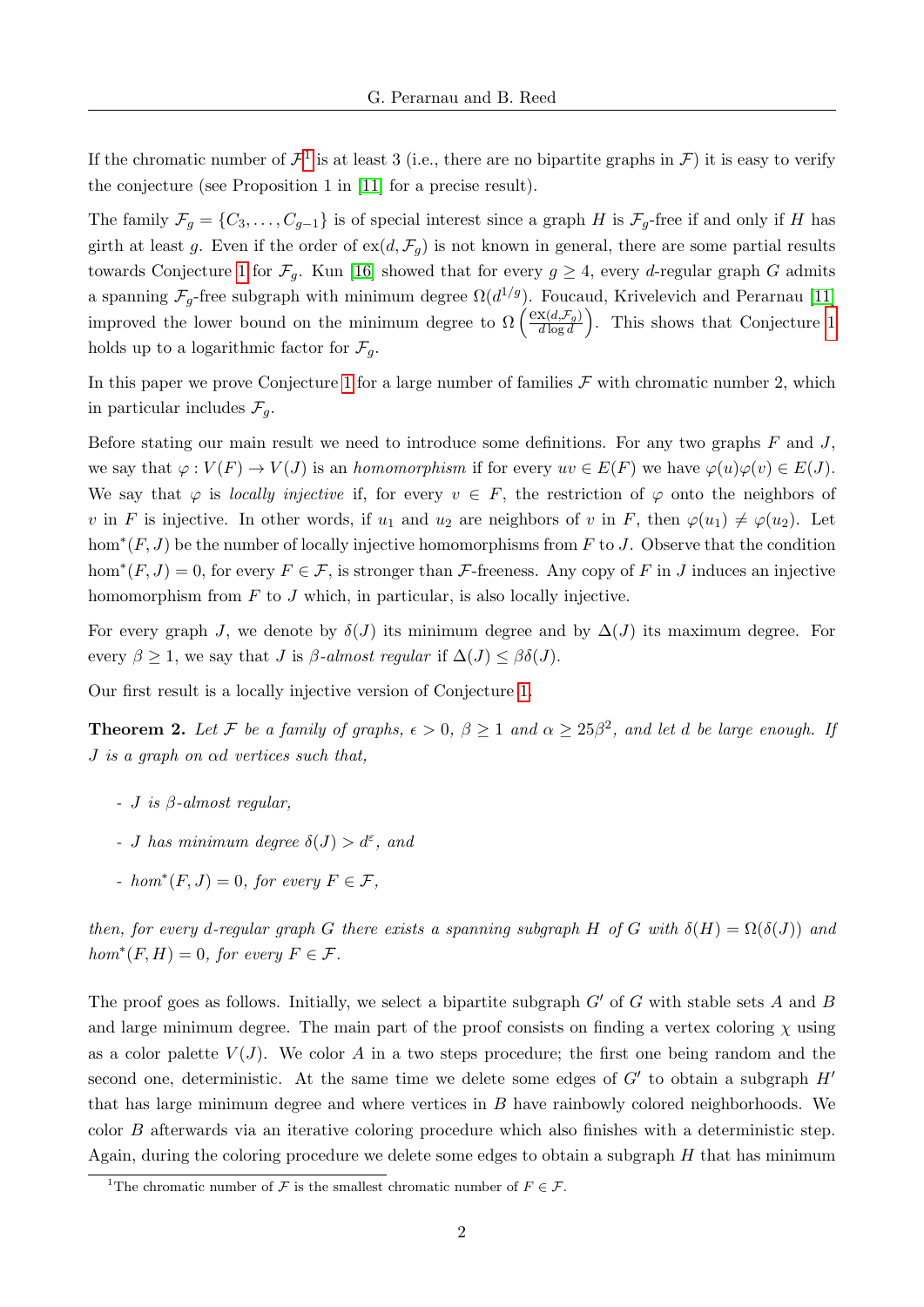If the chromatic number of $\mathcal{F}$[1] is at least 3 (i.e., there are no bipartite graphs in $\mathcal{F}$) it is easy to verify the conjecture (see Proposition 1 in [11] for a precise result).

The family $\mathcal{F}_g = \{C_3, \dots, C_{g-1}\}$ is of special interest since a graph $H$ is $\mathcal{F}_g$-free if and only if $H$ has girth at least $g$. Even if the order of $\text{ex}(d, \mathcal{F}_g)$ is not known in general, there are some partial results towards Conjecture 1 for $\mathcal{F}_g$. Kun [16] showed that for every $g \geq 4$, every $d$-regular graph $G$ admits a spanning $\mathcal{F}_g$-free subgraph with minimum degree $\Omega(d^{1/g})$. Foucaud, Krivelevich and Perarnau [11] improved the lower bound on the minimum degree to $\Omega\left(\frac{\text{ex}(d,\mathcal{F}_g)}{d \log d}\right)$. This shows that Conjecture 1 holds up to a logarithmic factor for $\mathcal{F}_g$.

In this paper we prove Conjecture 1 for a large number of families $\mathcal{F}$ with chromatic number 2, which in particular includes $\mathcal{F}_g$.

Before stating our main result we need to introduce some definitions. For any two graphs $F$ and $J$, we say that $\varphi : V(F) \to V(J)$ is an *homomorphism* if for every $uv \in E(F)$ we have $\varphi(u)\varphi(v) \in E(J)$. We say that $\varphi$ is *locally injective* if, for every $v \in F$, the restriction of $\varphi$ onto the neighbors of $v$ in $F$ is injective. In other words, if $u_1$ and $u_2$ are neighbors of $v$ in $F$, then $\varphi(u_1) \neq \varphi(u_2)$. Let $\hom^*(F, J)$ be the number of locally injective homomorphisms from $F$ to $J$. Observe that the condition $\hom^*(F, J) = 0$, for every $F \in \mathcal{F}$, is stronger than $\mathcal{F}$-freeness. Any copy of $F$ in $J$ induces an injective homomorphism from $F$ to $J$ which, in particular, is also locally injective.

For every graph $J$, we denote by $\delta(J)$ its minimum degree and by $\Delta(J)$ its maximum degree. For every $\beta \geq 1$, we say that $J$ is *$\beta$-almost regular* if $\Delta(J) \leq \beta\delta(J)$.

Our first result is a locally injective version of Conjecture 1.

**Theorem 2.** *Let $\mathcal{F}$ be a family of graphs, $\epsilon > 0$, $\beta \geq 1$ and $\alpha \geq 25\beta^2$, and let $d$ be large enough. If $J$ is a graph on $\alpha d$ vertices such that,*

- *$J$ is $\beta$-almost regular,*
- *$J$ has minimum degree $\delta(J) > d^{\varepsilon}$, and*
- *$\hom^*(F, J) = 0$, for every $F \in \mathcal{F}$,*

*then, for every $d$-regular graph $G$ there exists a spanning subgraph $H$ of $G$ with $\delta(H) = \Omega(\delta(J))$ and $\hom^*(F, H) = 0$, for every $F \in \mathcal{F}$.*

The proof goes as follows. Initially, we select a bipartite subgraph $G'$ of $G$ with stable sets $A$ and $B$ and large minimum degree. The main part of the proof consists on finding a vertex coloring $\chi$ using as a color palette $V(J)$. We color $A$ in a two steps procedure; the first one being random and the second one, deterministic. At the same time we delete some edges of $G'$ to obtain a subgraph $H'$ that has large minimum degree and where vertices in $B$ have rainbowly colored neighborhoods. We color $B$ afterwards via an iterative coloring procedure which also finishes with a deterministic step. Again, during the coloring procedure we delete some edges to obtain a subgraph $H$ that has minimum

[1] The chromatic number of $\mathcal{F}$ is the smallest chromatic number of $F \in \mathcal{F}$.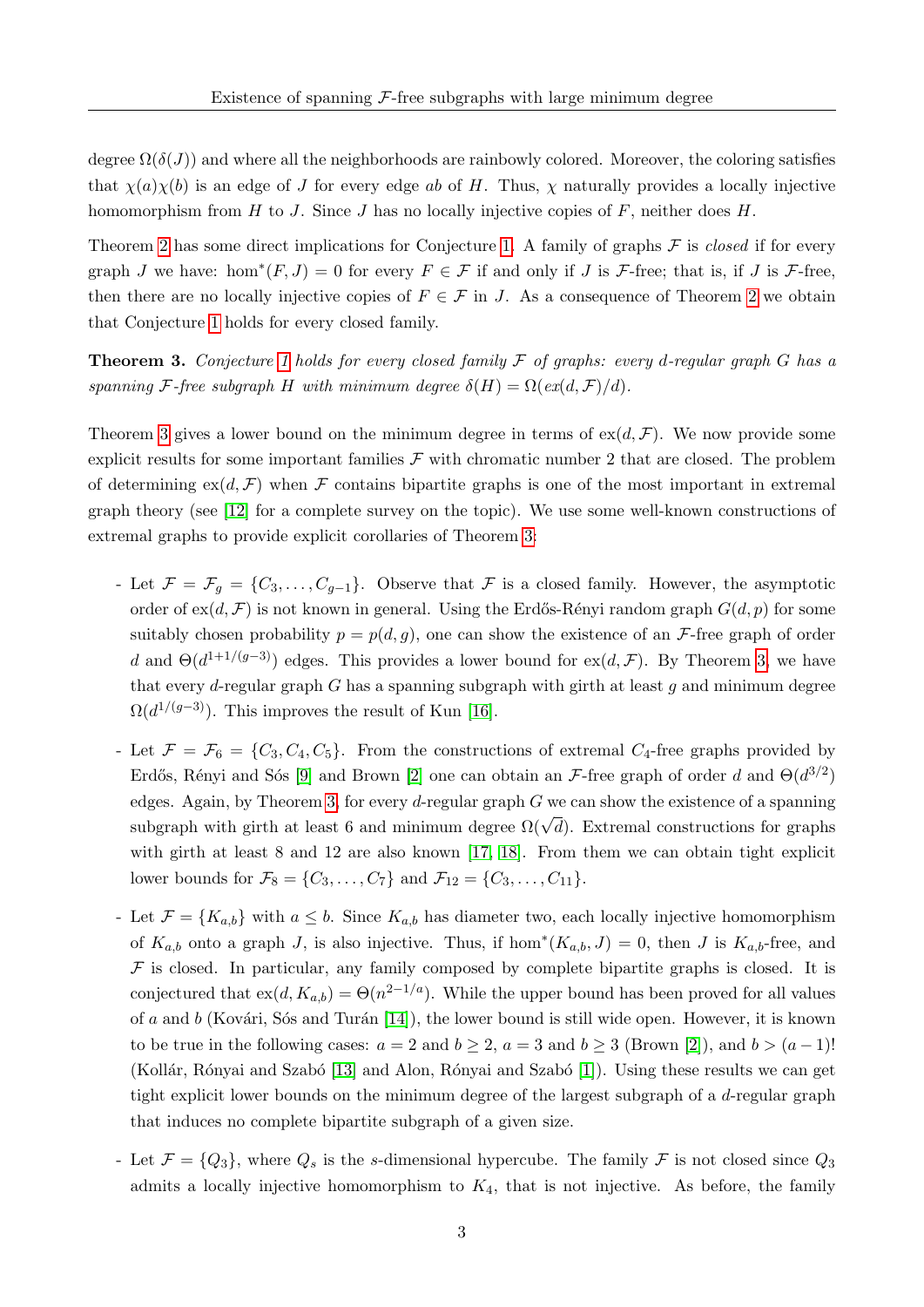degree $\Omega(\delta(J))$ and where all the neighborhoods are rainbowly colored. Moreover, the coloring satisfies that $\chi(a)\chi(b)$ is an edge of $J$ for every edge $ab$ of $H$. Thus, $\chi$ naturally provides a locally injective homomorphism from $H$ to $J$. Since $J$ has no locally injective copies of $F$, neither does $H$.

Theorem 2 has some direct implications for Conjecture 1. A family of graphs $\mathcal{F}$ is *closed* if for every graph $J$ we have: $\hom^*(F, J) = 0$ for every $F \in \mathcal{F}$ if and only if $J$ is $\mathcal{F}$-free; that is, if $J$ is $\mathcal{F}$-free, then there are no locally injective copies of $F \in \mathcal{F}$ in $J$. As a consequence of Theorem 2 we obtain that Conjecture 1 holds for every closed family.

**Theorem 3.** *Conjecture 1 holds for every closed family $\mathcal{F}$ of graphs: every $d$-regular graph $G$ has a spanning $\mathcal{F}$-free subgraph $H$ with minimum degree $\delta(H) = \Omega(ex(d, \mathcal{F})/d)$.*

Theorem 3 gives a lower bound on the minimum degree in terms of $\mathrm{ex}(d, \mathcal{F})$. We now provide some explicit results for some important families $\mathcal{F}$ with chromatic number 2 that are closed. The problem of determining $\mathrm{ex}(d, \mathcal{F})$ when $\mathcal{F}$ contains bipartite graphs is one of the most important in extremal graph theory (see [12] for a complete survey on the topic). We use some well-known constructions of extremal graphs to provide explicit corollaries of Theorem 3:

- Let $\mathcal{F} = \mathcal{F}_g = \{C_3, \dots, C_{g-1}\}$. Observe that $\mathcal{F}$ is a closed family. However, the asymptotic order of $\mathrm{ex}(d, \mathcal{F})$ is not known in general. Using the Erdős-Rényi random graph $G(d, p)$ for some suitably chosen probability $p = p(d, g)$, one can show the existence of an $\mathcal{F}$-free graph of order $d$ and $\Theta(d^{1+1/(g-3)})$ edges. This provides a lower bound for $\mathrm{ex}(d, \mathcal{F})$. By Theorem 3, we have that every $d$-regular graph $G$ has a spanning subgraph with girth at least $g$ and minimum degree $\Omega(d^{1/(g-3)})$. This improves the result of Kun [16].

- Let $\mathcal{F} = \mathcal{F}_6 = \{C_3, C_4, C_5\}$. From the constructions of extremal $C_4$-free graphs provided by Erdős, Rényi and Sós [9] and Brown [2] one can obtain an $\mathcal{F}$-free graph of order $d$ and $\Theta(d^{3/2})$ edges. Again, by Theorem 3, for every $d$-regular graph $G$ we can show the existence of a spanning subgraph with girth at least 6 and minimum degree $\Omega(\sqrt{d})$. Extremal constructions for graphs with girth at least 8 and 12 are also known [17, 18]. From them we can obtain tight explicit lower bounds for $\mathcal{F}_8 = \{C_3, \dots, C_7\}$ and $\mathcal{F}_{12} = \{C_3, \dots, C_{11}\}$.

- Let $\mathcal{F} = \{K_{a,b}\}$ with $a \leq b$. Since $K_{a,b}$ has diameter two, each locally injective homomorphism of $K_{a,b}$ onto a graph $J$, is also injective. Thus, if $\hom^*(K_{a,b}, J) = 0$, then $J$ is $K_{a,b}$-free, and $\mathcal{F}$ is closed. In particular, any family composed by complete bipartite graphs is closed. It is conjectured that $\mathrm{ex}(d, K_{a,b}) = \Theta(n^{2-1/a})$. While the upper bound has been proved for all values of $a$ and $b$ (Kovári, Sós and Turán [14]), the lower bound is still wide open. However, it is known to be true in the following cases: $a = 2$ and $b \geq 2$, $a = 3$ and $b \geq 3$ (Brown [2]), and $b > (a-1)!$ (Kollár, Rónyai and Szabó [13] and Alon, Rónyai and Szabó [1]). Using these results we can get tight explicit lower bounds on the minimum degree of the largest subgraph of a $d$-regular graph that induces no complete bipartite subgraph of a given size.

- Let $\mathcal{F} = \{Q_3\}$, where $Q_s$ is the $s$-dimensional hypercube. The family $\mathcal{F}$ is not closed since $Q_3$ admits a locally injective homomorphism to $K_4$, that is not injective. As before, the family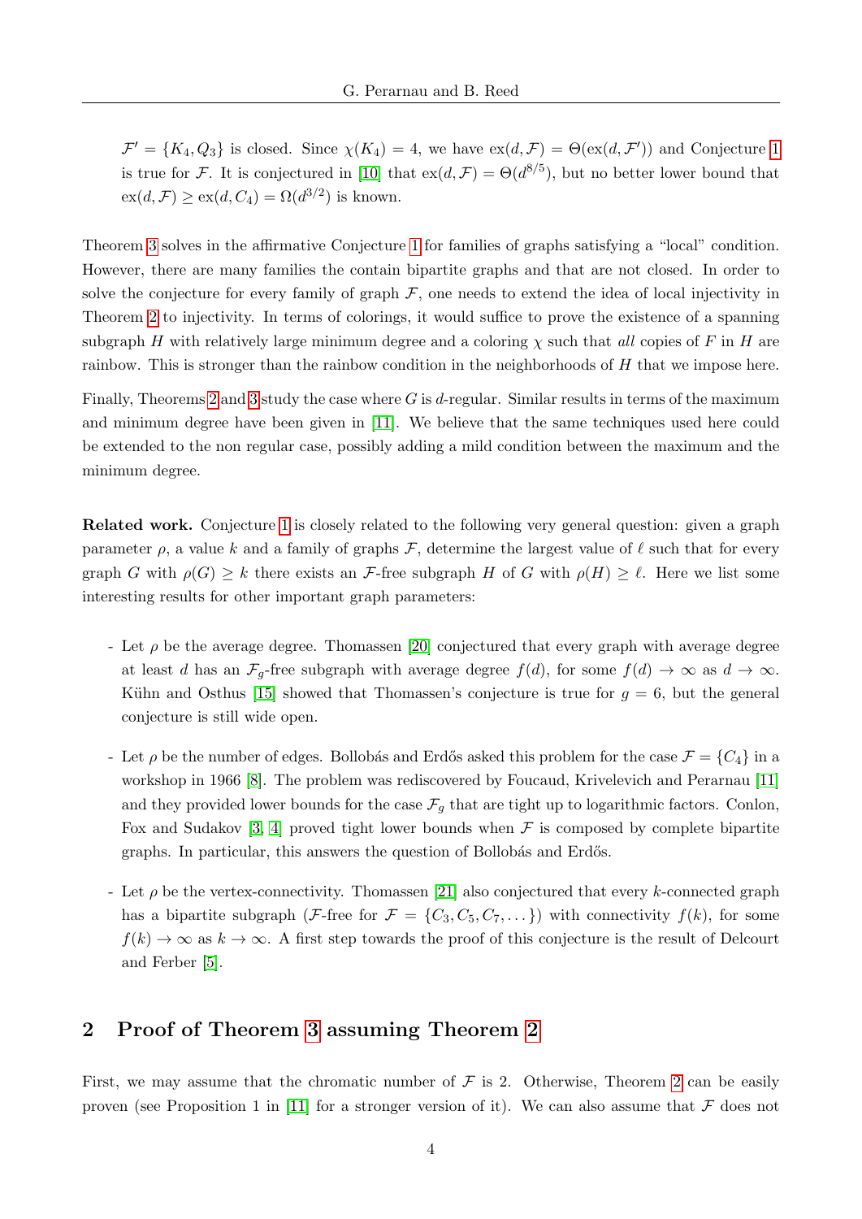$\mathcal{F}' = \{K_4, Q_3\}$ is closed. Since $\chi(K_4) = 4$, we have $\text{ex}(d, \mathcal{F}) = \Theta(\text{ex}(d, \mathcal{F}'))$ and Conjecture 1 is true for $\mathcal{F}$. It is conjectured in [10] that $\text{ex}(d, \mathcal{F}) = \Theta(d^{8/5})$, but no better lower bound that $\text{ex}(d, \mathcal{F}) \geq \text{ex}(d, C_4) = \Omega(d^{3/2})$ is known.

Theorem 3 solves in the affirmative Conjecture 1 for families of graphs satisfying a "local" condition. However, there are many families the contain bipartite graphs and that are not closed. In order to solve the conjecture for every family of graph $\mathcal{F}$, one needs to extend the idea of local injectivity in Theorem 2 to injectivity. In terms of colorings, it would suffice to prove the existence of a spanning subgraph $H$ with relatively large minimum degree and a coloring $\chi$ such that *all* copies of $F$ in $H$ are rainbow. This is stronger than the rainbow condition in the neighborhoods of $H$ that we impose here.

Finally, Theorems 2 and 3 study the case where $G$ is $d$-regular. Similar results in terms of the maximum and minimum degree have been given in [11]. We believe that the same techniques used here could be extended to the non regular case, possibly adding a mild condition between the maximum and the minimum degree.

**Related work.** Conjecture 1 is closely related to the following very general question: given a graph parameter $\rho$, a value $k$ and a family of graphs $\mathcal{F}$, determine the largest value of $\ell$ such that for every graph $G$ with $\rho(G) \geq k$ there exists an $\mathcal{F}$-free subgraph $H$ of $G$ with $\rho(H) \geq \ell$. Here we list some interesting results for other important graph parameters:

- Let $\rho$ be the average degree. Thomassen [20] conjectured that every graph with average degree at least $d$ has an $\mathcal{F}_g$-free subgraph with average degree $f(d)$, for some $f(d) \to \infty$ as $d \to \infty$. Kühn and Osthus [15] showed that Thomassen's conjecture is true for $g = 6$, but the general conjecture is still wide open.

- Let $\rho$ be the number of edges. Bollobás and Erdős asked this problem for the case $\mathcal{F} = \{C_4\}$ in a workshop in 1966 [8]. The problem was rediscovered by Foucaud, Krivelevich and Perarnau [11] and they provided lower bounds for the case $\mathcal{F}_g$ that are tight up to logarithmic factors. Conlon, Fox and Sudakov [3, 4] proved tight lower bounds when $\mathcal{F}$ is composed by complete bipartite graphs. In particular, this answers the question of Bollobás and Erdős.

- Let $\rho$ be the vertex-connectivity. Thomassen [21] also conjectured that every $k$-connected graph has a bipartite subgraph ($\mathcal{F}$-free for $\mathcal{F} = \{C_3, C_5, C_7, \dots\}$) with connectivity $f(k)$, for some $f(k) \to \infty$ as $k \to \infty$. A first step towards the proof of this conjecture is the result of Delcourt and Ferber [5].

## 2 Proof of Theorem 3 assuming Theorem 2

First, we may assume that the chromatic number of $\mathcal{F}$ is 2. Otherwise, Theorem 2 can be easily proven (see Proposition 1 in [11] for a stronger version of it). We can also assume that $\mathcal{F}$ does not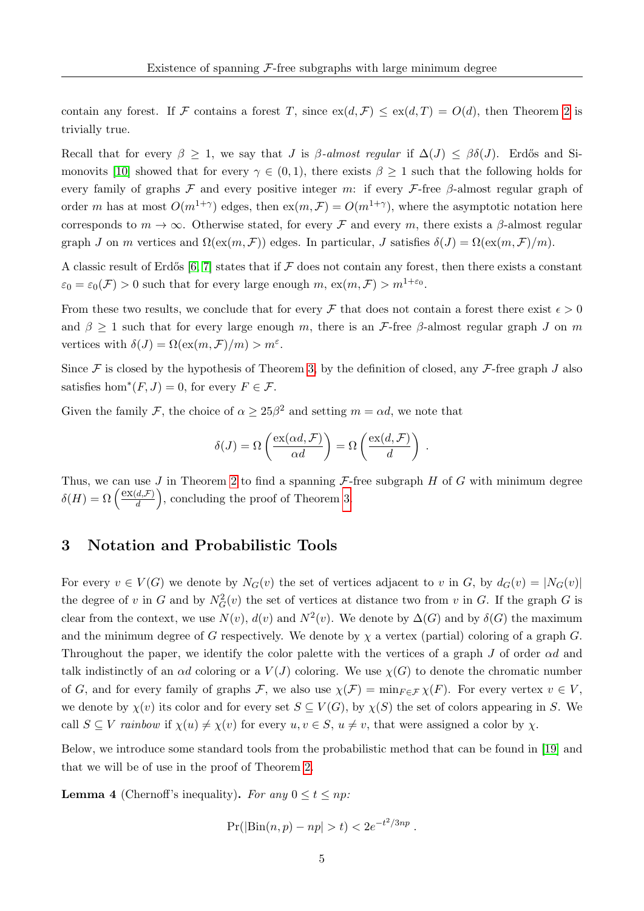contain any forest. If $\mathcal{F}$ contains a forest $T$, since $\mathrm{ex}(d, \mathcal{F}) \leq \mathrm{ex}(d, T) = O(d)$, then Theorem 2 is trivially true.

Recall that for every $\beta \geq 1$, we say that $J$ is *$\beta$-almost regular* if $\Delta(J) \leq \beta\delta(J)$. Erdős and Simonovits [10] showed that for every $\gamma \in (0, 1)$, there exists $\beta \geq 1$ such that the following holds for every family of graphs $\mathcal{F}$ and every positive integer $m$: if every $\mathcal{F}$-free $\beta$-almost regular graph of order $m$ has at most $O(m^{1+\gamma})$ edges, then $\mathrm{ex}(m, \mathcal{F}) = O(m^{1+\gamma})$, where the asymptotic notation here corresponds to $m \to \infty$. Otherwise stated, for every $\mathcal{F}$ and every $m$, there exists a $\beta$-almost regular graph $J$ on $m$ vertices and $\Omega(\mathrm{ex}(m, \mathcal{F}))$ edges. In particular, $J$ satisfies $\delta(J) = \Omega(\mathrm{ex}(m, \mathcal{F})/m)$.

A classic result of Erdős [6, 7] states that if $\mathcal{F}$ does not contain any forest, then there exists a constant $\varepsilon_0 = \varepsilon_0(\mathcal{F}) > 0$ such that for every large enough $m$, $\mathrm{ex}(m, \mathcal{F}) > m^{1+\varepsilon_0}$.

From these two results, we conclude that for every $\mathcal{F}$ that does not contain a forest there exist $\epsilon > 0$ and $\beta \geq 1$ such that for every large enough $m$, there is an $\mathcal{F}$-free $\beta$-almost regular graph $J$ on $m$ vertices with $\delta(J) = \Omega(\mathrm{ex}(m, \mathcal{F})/m) > m^{\varepsilon}$.

Since $\mathcal{F}$ is closed by the hypothesis of Theorem 3, by the definition of closed, any $\mathcal{F}$-free graph $J$ also satisfies $\mathrm{hom}^*(F, J) = 0$, for every $F \in \mathcal{F}$.

Given the family $\mathcal{F}$, the choice of $\alpha \geq 25\beta^2$ and setting $m = \alpha d$, we note that

$$\delta(J) = \Omega\left(\frac{\mathrm{ex}(\alpha d, \mathcal{F})}{\alpha d}\right) = \Omega\left(\frac{\mathrm{ex}(d, \mathcal{F})}{d}\right) .$$

Thus, we can use $J$ in Theorem 2 to find a spanning $\mathcal{F}$-free subgraph $H$ of $G$ with minimum degree $\delta(H) = \Omega\left(\frac{\mathrm{ex}(d,\mathcal{F})}{d}\right)$, concluding the proof of Theorem 3.

## 3 Notation and Probabilistic Tools

For every $v \in V(G)$ we denote by $N_G(v)$ the set of vertices adjacent to $v$ in $G$, by $d_G(v) = |N_G(v)|$ the degree of $v$ in $G$ and by $N_G^2(v)$ the set of vertices at distance two from $v$ in $G$. If the graph $G$ is clear from the context, we use $N(v)$, $d(v)$ and $N^2(v)$. We denote by $\Delta(G)$ and by $\delta(G)$ the maximum and the minimum degree of $G$ respectively. We denote by $\chi$ a vertex (partial) coloring of a graph $G$. Throughout the paper, we identify the color palette with the vertices of a graph $J$ of order $\alpha d$ and talk indistinctly of an $\alpha d$ coloring or a $V(J)$ coloring. We use $\chi(G)$ to denote the chromatic number of $G$, and for every family of graphs $\mathcal{F}$, we also use $\chi(\mathcal{F}) = \min_{F \in \mathcal{F}} \chi(F)$. For every vertex $v \in V$, we denote by $\chi(v)$ its color and for every set $S \subseteq V(G)$, by $\chi(S)$ the set of colors appearing in $S$. We call $S \subseteq V$ *rainbow* if $\chi(u) \neq \chi(v)$ for every $u, v \in S$, $u \neq v$, that were assigned a color by $\chi$.

Below, we introduce some standard tools from the probabilistic method that can be found in [19] and that we will be of use in the proof of Theorem 2.

**Lemma 4** (Chernoff's inequality)**.** *For any $0 \leq t \leq np$:*

$$\Pr(|\mathrm{Bin}(n, p) - np| > t) < 2e^{-t^2/3np} .$$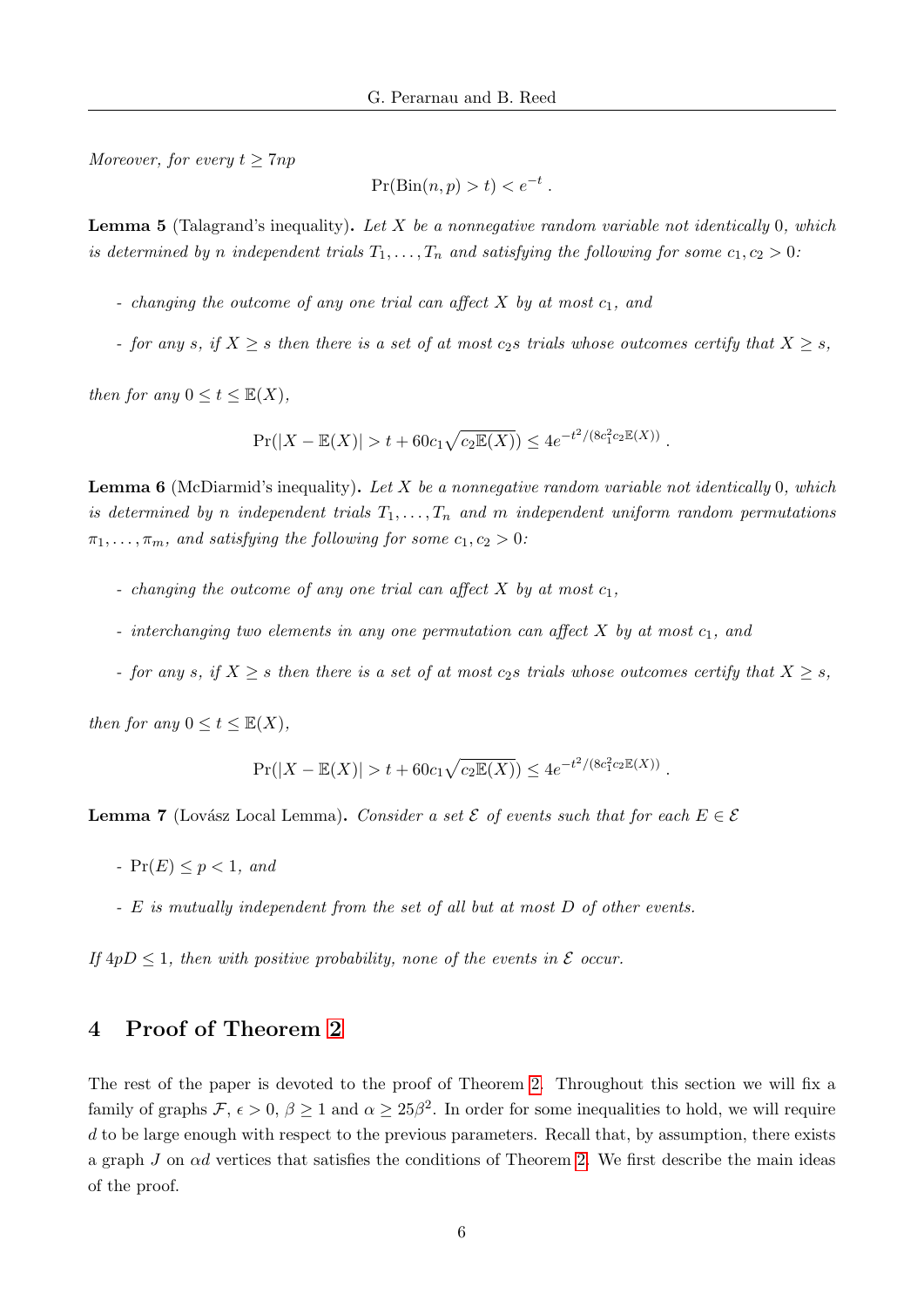*Moreover, for every $t \geq 7np$*

$$\Pr(\text{Bin}(n,p) > t) < e^{-t} \,.$$

**Lemma 5** (Talagrand's inequality)**.** *Let $X$ be a nonnegative random variable not identically 0, which is determined by $n$ independent trials $T_1, \ldots, T_n$ and satisfying the following for some $c_1, c_2 > 0$:*

- *changing the outcome of any one trial can affect $X$ by at most $c_1$, and*
- *for any $s$, if $X \geq s$ then there is a set of at most $c_2 s$ trials whose outcomes certify that $X \geq s$,*

*then for any $0 \leq t \leq \mathbb{E}(X)$,*

$$\Pr(|X - \mathbb{E}(X)| > t + 60c_1\sqrt{c_2\mathbb{E}(X)}) \leq 4e^{-t^2/(8c_1^2c_2\mathbb{E}(X))} \,.$$

**Lemma 6** (McDiarmid's inequality)**.** *Let $X$ be a nonnegative random variable not identically 0, which is determined by $n$ independent trials $T_1, \ldots, T_n$ and $m$ independent uniform random permutations $\pi_1, \ldots, \pi_m$, and satisfying the following for some $c_1, c_2 > 0$:*

- *changing the outcome of any one trial can affect $X$ by at most $c_1$,*
- *interchanging two elements in any one permutation can affect $X$ by at most $c_1$, and*
- *for any $s$, if $X \geq s$ then there is a set of at most $c_2 s$ trials whose outcomes certify that $X \geq s$,*

*then for any $0 \leq t \leq \mathbb{E}(X)$,*

$$\Pr(|X - \mathbb{E}(X)| > t + 60c_1\sqrt{c_2\mathbb{E}(X)}) \leq 4e^{-t^2/(8c_1^2c_2\mathbb{E}(X))} \,.$$

**Lemma 7** (Lovász Local Lemma)**.** *Consider a set $\mathcal{E}$ of events such that for each $E \in \mathcal{E}$*

- *$\Pr(E) \leq p < 1$, and*
- *$E$ is mutually independent from the set of all but at most $D$ of other events.*

*If $4pD \leq 1$, then with positive probability, none of the events in $\mathcal{E}$ occur.*

## 4 Proof of Theorem 2

The rest of the paper is devoted to the proof of Theorem 2. Throughout this section we will fix a family of graphs $\mathcal{F}$, $\epsilon > 0$, $\beta \geq 1$ and $\alpha \geq 25\beta^2$. In order for some inequalities to hold, we will require $d$ to be large enough with respect to the previous parameters. Recall that, by assumption, there exists a graph $J$ on $\alpha d$ vertices that satisfies the conditions of Theorem 2. We first describe the main ideas of the proof.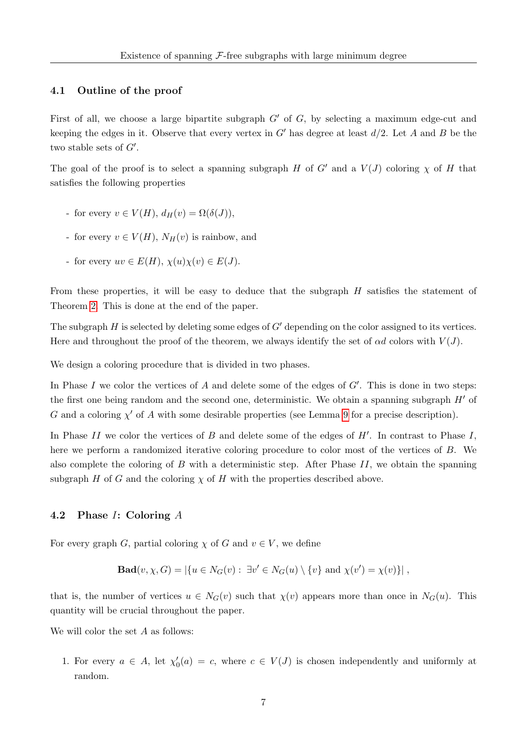### 4.1 Outline of the proof

First of all, we choose a large bipartite subgraph $G'$ of $G$, by selecting a maximum edge-cut and keeping the edges in it. Observe that every vertex in $G'$ has degree at least $d/2$. Let $A$ and $B$ be the two stable sets of $G'$.

The goal of the proof is to select a spanning subgraph $H$ of $G'$ and a $V(J)$ coloring $\chi$ of $H$ that satisfies the following properties

- for every $v \in V(H)$, $d_H(v) = \Omega(\delta(J))$,
- for every $v \in V(H)$, $N_H(v)$ is rainbow, and
- for every $uv \in E(H)$, $\chi(u)\chi(v) \in E(J)$.

From these properties, it will be easy to deduce that the subgraph $H$ satisfies the statement of Theorem 2. This is done at the end of the paper.

The subgraph $H$ is selected by deleting some edges of $G'$ depending on the color assigned to its vertices. Here and throughout the proof of the theorem, we always identify the set of $\alpha d$ colors with $V(J)$.

We design a coloring procedure that is divided in two phases.

In Phase $I$ we color the vertices of $A$ and delete some of the edges of $G'$. This is done in two steps: the first one being random and the second one, deterministic. We obtain a spanning subgraph $H'$ of $G$ and a coloring $\chi'$ of $A$ with some desirable properties (see Lemma 9 for a precise description).

In Phase $II$ we color the vertices of $B$ and delete some of the edges of $H'$. In contrast to Phase $I$, here we perform a randomized iterative coloring procedure to color most of the vertices of $B$. We also complete the coloring of $B$ with a deterministic step. After Phase $II$, we obtain the spanning subgraph $H$ of $G$ and the coloring $\chi$ of $H$ with the properties described above.

### 4.2 Phase $I$: Coloring $A$

For every graph $G$, partial coloring $\chi$ of $G$ and $v \in V$, we define

$$\mathbf{Bad}(v, \chi, G) = |\{u \in N_G(v) : \exists v' \in N_G(u) \setminus \{v\} \text{ and } \chi(v') = \chi(v)\}| ,$$

that is, the number of vertices $u \in N_G(v)$ such that $\chi(v)$ appears more than once in $N_G(u)$. This quantity will be crucial throughout the paper.

We will color the set $A$ as follows:

1. For every $a \in A$, let $\chi'_0(a) = c$, where $c \in V(J)$ is chosen independently and uniformly at random.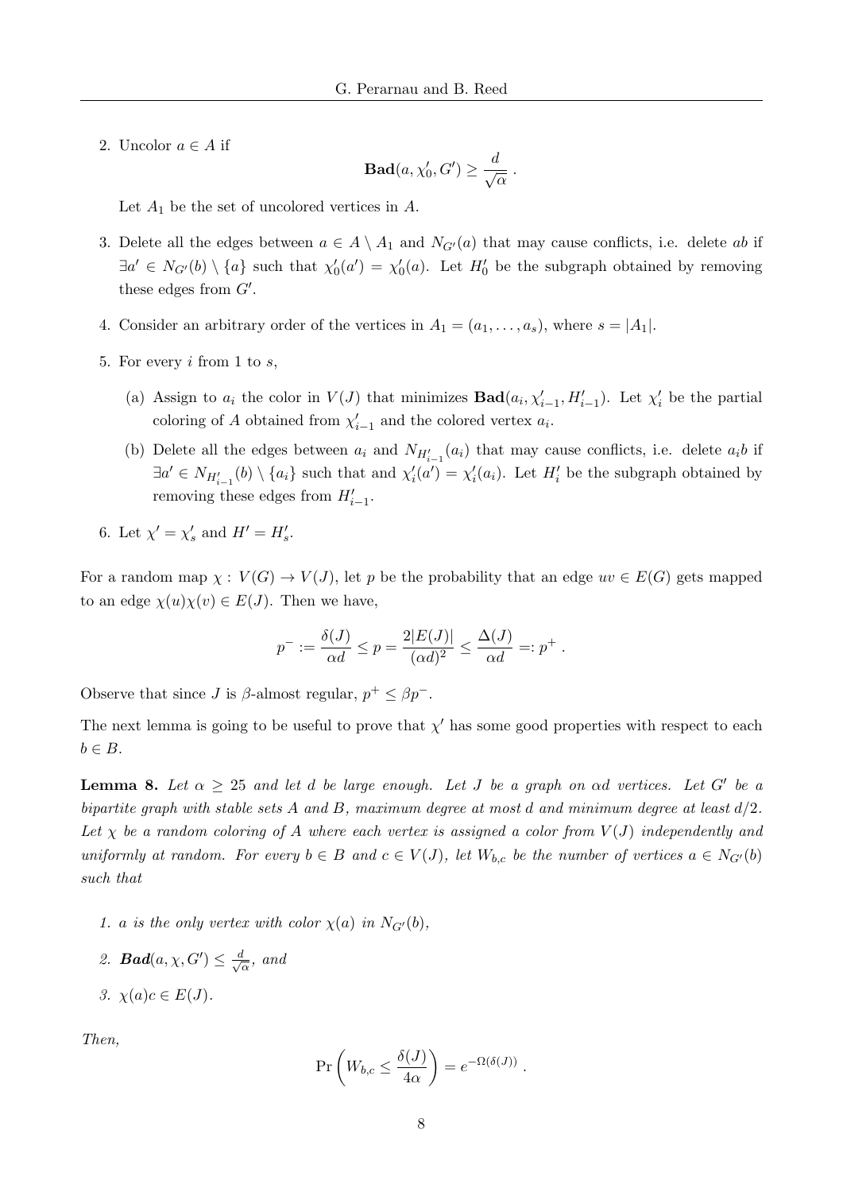2. Uncolor $a \in A$ if

$$\mathbf{Bad}(a, \chi_0', G') \geq \frac{d}{\sqrt{\alpha}} \ .$$

   Let $A_1$ be the set of uncolored vertices in $A$.

3. Delete all the edges between $a \in A \setminus A_1$ and $N_{G'}(a)$ that may cause conflicts, i.e. delete $ab$ if $\exists a' \in N_{G'}(b) \setminus \{a\}$ such that $\chi_0'(a') = \chi_0'(a)$. Let $H_0'$ be the subgraph obtained by removing these edges from $G'$.

4. Consider an arbitrary order of the vertices in $A_1 = (a_1, \ldots, a_s)$, where $s = |A_1|$.

5. For every $i$ from 1 to $s$,

   (a) Assign to $a_i$ the color in $V(J)$ that minimizes $\mathbf{Bad}(a_i, \chi_{i-1}', H_{i-1}')$. Let $\chi_i'$ be the partial coloring of $A$ obtained from $\chi_{i-1}'$ and the colored vertex $a_i$.

   (b) Delete all the edges between $a_i$ and $N_{H_{i-1}'}(a_i)$ that may cause conflicts, i.e. delete $a_i b$ if $\exists a' \in N_{H_{i-1}'}(b) \setminus \{a_i\}$ such that and $\chi_i'(a') = \chi_i'(a_i)$. Let $H_i'$ be the subgraph obtained by removing these edges from $H_{i-1}'$.

6. Let $\chi' = \chi_s'$ and $H' = H_s'$.

For a random map $\chi : V(G) \to V(J)$, let $p$ be the probability that an edge $uv \in E(G)$ gets mapped to an edge $\chi(u)\chi(v) \in E(J)$. Then we have,

$$p^- := \frac{\delta(J)}{\alpha d} \leq p = \frac{2|E(J)|}{(\alpha d)^2} \leq \frac{\Delta(J)}{\alpha d} =: p^+ \ .$$

Observe that since $J$ is $\beta$-almost regular, $p^+ \leq \beta p^-$.

The next lemma is going to be useful to prove that $\chi'$ has some good properties with respect to each $b \in B$.

**Lemma 8.** *Let $\alpha \geq 25$ and let $d$ be large enough. Let $J$ be a graph on $\alpha d$ vertices. Let $G'$ be a bipartite graph with stable sets $A$ and $B$, maximum degree at most $d$ and minimum degree at least $d/2$. Let $\chi$ be a random coloring of $A$ where each vertex is assigned a color from $V(J)$ independently and uniformly at random. For every $b \in B$ and $c \in V(J)$, let $W_{b,c}$ be the number of vertices $a \in N_{G'}(b)$ such that*

1. *$a$ is the only vertex with color $\chi(a)$ in $N_{G'}(b)$,*
2. *$\mathbf{Bad}(a, \chi, G') \leq \frac{d}{\sqrt{\alpha}}$, and*
3. *$\chi(a)c \in E(J)$.*

*Then,*

$$\Pr\left(W_{b,c} \leq \frac{\delta(J)}{4\alpha}\right) = e^{-\Omega(\delta(J))} \ .$$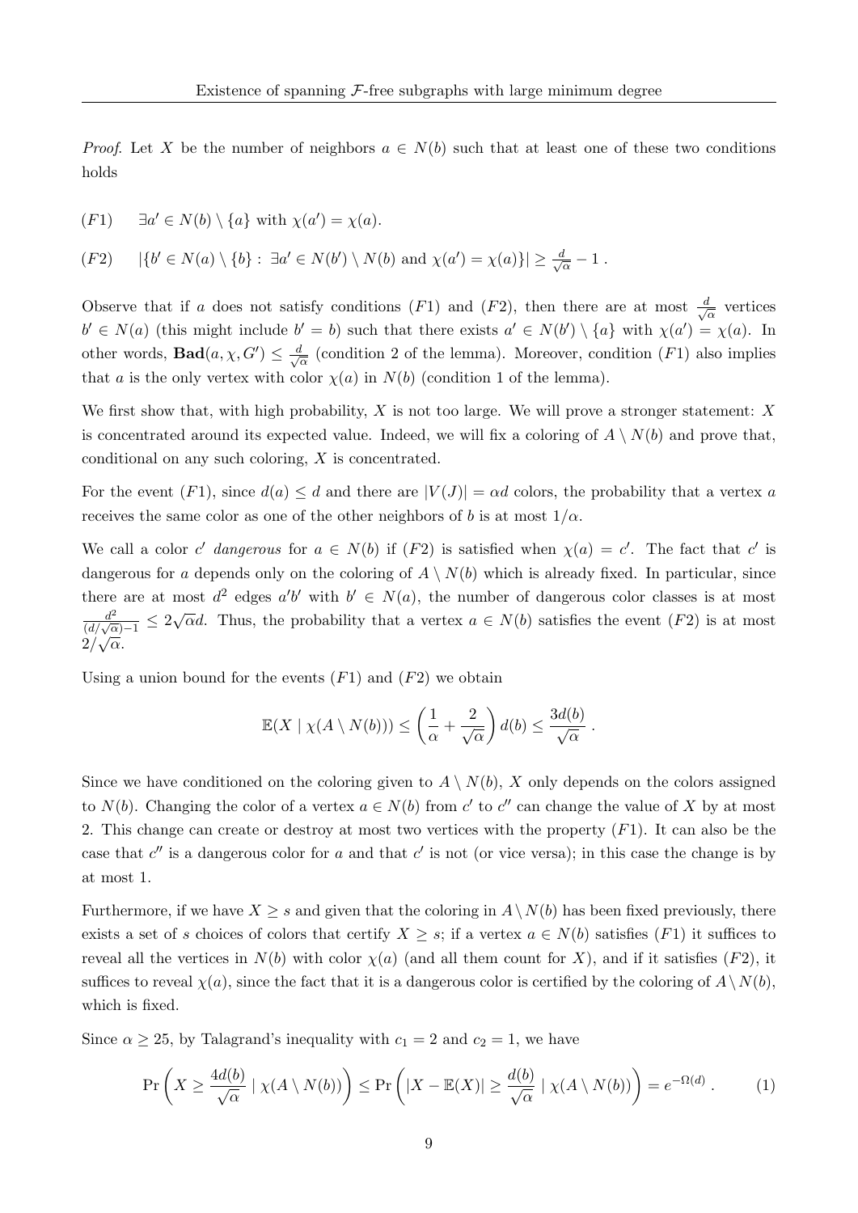*Proof.* Let $X$ be the number of neighbors $a \in N(b)$ such that at least one of these two conditions holds

$(F1)$ $\quad \exists a' \in N(b) \setminus \{a\}$ with $\chi(a') = \chi(a)$.

$(F2)$ $\quad |\{b' \in N(a) \setminus \{b\} : \exists a' \in N(b') \setminus N(b)$ and $\chi(a') = \chi(a)\}| \geq \frac{d}{\sqrt{\alpha}} - 1$ .

Observe that if $a$ does not satisfy conditions $(F1)$ and $(F2)$, then there are at most $\frac{d}{\sqrt{\alpha}}$ vertices $b' \in N(a)$ (this might include $b' = b$) such that there exists $a' \in N(b') \setminus \{a\}$ with $\chi(a') = \chi(a)$. In other words, $\mathbf{Bad}(a, \chi, G') \leq \frac{d}{\sqrt{\alpha}}$ (condition 2 of the lemma). Moreover, condition $(F1)$ also implies that $a$ is the only vertex with color $\chi(a)$ in $N(b)$ (condition 1 of the lemma).

We first show that, with high probability, $X$ is not too large. We will prove a stronger statement: $X$ is concentrated around its expected value. Indeed, we will fix a coloring of $A \setminus N(b)$ and prove that, conditional on any such coloring, $X$ is concentrated.

For the event $(F1)$, since $d(a) \leq d$ and there are $|V(J)| = \alpha d$ colors, the probability that a vertex $a$ receives the same color as one of the other neighbors of $b$ is at most $1/\alpha$.

We call a color $c'$ *dangerous* for $a \in N(b)$ if $(F2)$ is satisfied when $\chi(a) = c'$. The fact that $c'$ is dangerous for $a$ depends only on the coloring of $A \setminus N(b)$ which is already fixed. In particular, since there are at most $d^2$ edges $a'b'$ with $b' \in N(a)$, the number of dangerous color classes is at most $\frac{d^2}{(d/\sqrt{\alpha})-1} \leq 2\sqrt{\alpha}d$. Thus, the probability that a vertex $a \in N(b)$ satisfies the event $(F2)$ is at most $2/\sqrt{\alpha}$.

Using a union bound for the events $(F1)$ and $(F2)$ we obtain

$$\mathbb{E}(X \mid \chi(A \setminus N(b))) \leq \left(\frac{1}{\alpha} + \frac{2}{\sqrt{\alpha}}\right) d(b) \leq \frac{3d(b)}{\sqrt{\alpha}} \ .$$

Since we have conditioned on the coloring given to $A \setminus N(b)$, $X$ only depends on the colors assigned to $N(b)$. Changing the color of a vertex $a \in N(b)$ from $c'$ to $c''$ can change the value of $X$ by at most 2. This change can create or destroy at most two vertices with the property $(F1)$. It can also be the case that $c''$ is a dangerous color for $a$ and that $c'$ is not (or vice versa); in this case the change is by at most 1.

Furthermore, if we have $X \geq s$ and given that the coloring in $A \setminus N(b)$ has been fixed previously, there exists a set of $s$ choices of colors that certify $X \geq s$; if a vertex $a \in N(b)$ satisfies $(F1)$ it suffices to reveal all the vertices in $N(b)$ with color $\chi(a)$ (and all them count for $X$), and if it satisfies $(F2)$, it suffices to reveal $\chi(a)$, since the fact that it is a dangerous color is certified by the coloring of $A \setminus N(b)$, which is fixed.

Since $\alpha \geq 25$, by Talagrand's inequality with $c_1 = 2$ and $c_2 = 1$, we have

$$\Pr\left(X \geq \frac{4d(b)}{\sqrt{\alpha}} \mid \chi(A \setminus N(b))\right) \leq \Pr\left(|X - \mathbb{E}(X)| \geq \frac{d(b)}{\sqrt{\alpha}} \mid \chi(A \setminus N(b))\right) = e^{-\Omega(d)} \ . \tag{1}$$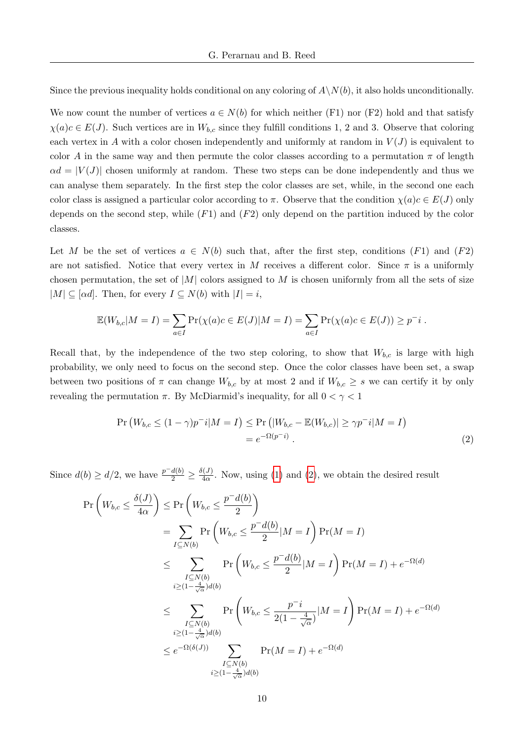Since the previous inequality holds conditional on any coloring of $A\backslash N(b)$, it also holds unconditionally.

We now count the number of vertices $a \in N(b)$ for which neither (F1) nor (F2) hold and that satisfy $\chi(a)c \in E(J)$. Such vertices are in $W_{b,c}$ since they fulfill conditions 1, 2 and 3. Observe that coloring each vertex in $A$ with a color chosen independently and uniformly at random in $V(J)$ is equivalent to color $A$ in the same way and then permute the color classes according to a permutation $\pi$ of length $\alpha d = |V(J)|$ chosen uniformly at random. These two steps can be done independently and thus we can analyse them separately. In the first step the color classes are set, while, in the second one each color class is assigned a particular color according to $\pi$. Observe that the condition $\chi(a)c \in E(J)$ only depends on the second step, while $(F1)$ and $(F2)$ only depend on the partition induced by the color classes.

Let $M$ be the set of vertices $a \in N(b)$ such that, after the first step, conditions $(F1)$ and $(F2)$ are not satisfied. Notice that every vertex in $M$ receives a different color. Since $\pi$ is a uniformly chosen permutation, the set of $|M|$ colors assigned to $M$ is chosen uniformly from all the sets of size $|M| \subseteq [\alpha d]$. Then, for every $I \subseteq N(b)$ with $|I| = i$,

$$\mathbb{E}(W_{b,c}|M = I) = \sum_{a\in I} \Pr(\chi(a)c \in E(J)|M = I) = \sum_{a\in I} \Pr(\chi(a)c \in E(J)) \geq p^{-}i \; .$$

Recall that, by the independence of the two step coloring, to show that $W_{b,c}$ is large with high probability, we only need to focus on the second step. Once the color classes have been set, a swap between two positions of $\pi$ can change $W_{b,c}$ by at most 2 and if $W_{b,c} \geq s$ we can certify it by only revealing the permutation $\pi$. By McDiarmid's inequality, for all $0 < \gamma < 1$

$$\begin{aligned}\Pr\left(W_{b,c} \leq (1-\gamma)p^{-}i|M = I\right) &\leq \Pr\left(|W_{b,c} - \mathbb{E}(W_{b,c})| \geq \gamma p^{-}i|M = I\right) \\ &= e^{-\Omega(p^{-}i)} \; .\end{aligned} \tag{2}$$

Since $d(b) \geq d/2$, we have $\frac{p^{-}d(b)}{2} \geq \frac{\delta(J)}{4\alpha}$. Now, using (1) and (2), we obtain the desired result

$$\begin{aligned}\Pr\left(W_{b,c} \leq \frac{\delta(J)}{4\alpha}\right) &\leq \Pr\left(W_{b,c} \leq \frac{p^{-}d(b)}{2}\right) \\ &= \sum_{I\subseteq N(b)} \Pr\left(W_{b,c} \leq \frac{p^{-}d(b)}{2}|M = I\right)\Pr(M = I) \\ &\leq \sum_{\substack{I\subseteq N(b)\\ i\geq (1-\frac{4}{\sqrt{\alpha}})d(b)}} \Pr\left(W_{b,c} \leq \frac{p^{-}d(b)}{2}|M = I\right)\Pr(M = I) + e^{-\Omega(d)} \\ &\leq \sum_{\substack{I\subseteq N(b)\\ i\geq (1-\frac{4}{\sqrt{\alpha}})d(b)}} \Pr\left(W_{b,c} \leq \frac{p^{-}i}{2(1-\frac{4}{\sqrt{\alpha}})}|M = I\right)\Pr(M = I) + e^{-\Omega(d)} \\ &\leq e^{-\Omega(\delta(J))} \sum_{\substack{I\subseteq N(b)\\ i\geq (1-\frac{4}{\sqrt{\alpha}})d(b)}} \Pr(M = I) + e^{-\Omega(d)}\end{aligned}$$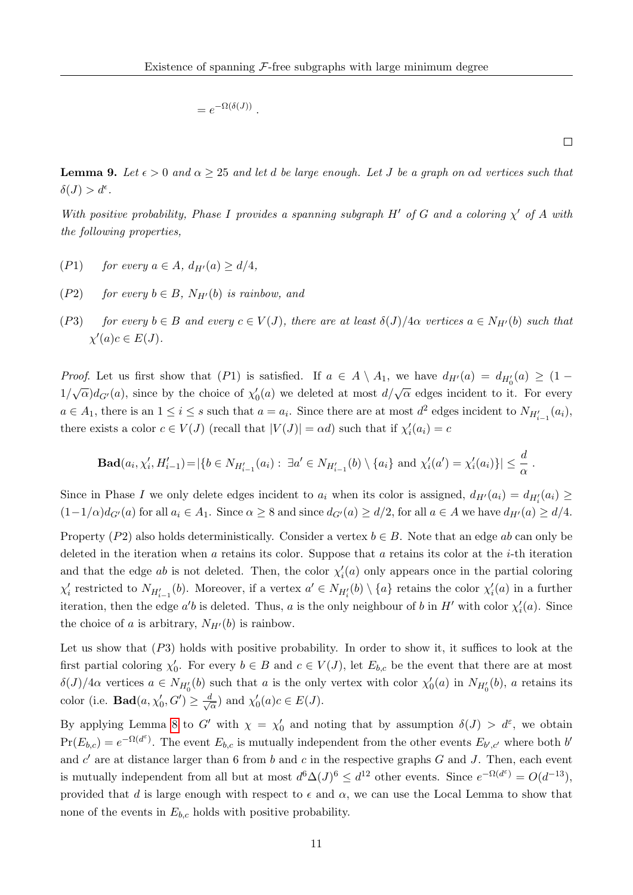$$= e^{-\Omega(\delta(J))}\ .$$

□

**Lemma 9.** *Let $\epsilon > 0$ and $\alpha \geq 25$ and let $d$ be large enough. Let $J$ be a graph on $\alpha d$ vertices such that $\delta(J) > d^\epsilon$.*

*With positive probability, Phase I provides a spanning subgraph $H'$ of $G$ and a coloring $\chi'$ of $A$ with the following properties,*

- $(P1)$ *for every $a \in A$, $d_{H'}(a) \geq d/4$,*
- $(P2)$ *for every $b \in B$, $N_{H'}(b)$ is rainbow, and*
- $(P3)$ *for every $b \in B$ and every $c \in V(J)$, there are at least $\delta(J)/4\alpha$ vertices $a \in N_{H'}(b)$ such that $\chi'(a)c \in E(J)$.*

*Proof.* Let us first show that $(P1)$ is satisfied. If $a \in A \setminus A_1$, we have $d_{H'}(a) = d_{H'_0}(a) \geq (1 - 1/\sqrt{\alpha})d_{G'}(a)$, since by the choice of $\chi'_0(a)$ we deleted at most $d/\sqrt{\alpha}$ edges incident to it. For every $a \in A_1$, there is an $1 \leq i \leq s$ such that $a = a_i$. Since there are at most $d^2$ edges incident to $N_{H'_{i-1}}(a_i)$, there exists a color $c \in V(J)$ (recall that $|V(J)| = \alpha d$) such that if $\chi'_i(a_i) = c$

$$\mathbf{Bad}(a_i, \chi'_i, H'_{i-1}) = |\{b \in N_{H'_{i-1}}(a_i) :\ \exists a' \in N_{H'_{i-1}}(b) \setminus \{a_i\} \text{ and } \chi'_i(a') = \chi'_i(a_i)\}| \leq \frac{d}{\alpha}\ .$$

Since in Phase $I$ we only delete edges incident to $a_i$ when its color is assigned, $d_{H'}(a_i) = d_{H'_i}(a_i) \geq (1 - 1/\alpha)d_{G'}(a)$ for all $a_i \in A_1$. Since $\alpha \geq 8$ and since $d_{G'}(a) \geq d/2$, for all $a \in A$ we have $d_{H'}(a) \geq d/4$.

Property $(P2)$ also holds deterministically. Consider a vertex $b \in B$. Note that an edge $ab$ can only be deleted in the iteration when $a$ retains its color. Suppose that $a$ retains its color at the $i$-th iteration and that the edge $ab$ is not deleted. Then, the color $\chi'_i(a)$ only appears once in the partial coloring $\chi'_i$ restricted to $N_{H'_{i-1}}(b)$. Moreover, if a vertex $a' \in N_{H'_i}(b) \setminus \{a\}$ retains the color $\chi'_i(a)$ in a further iteration, then the edge $a'b$ is deleted. Thus, $a$ is the only neighbour of $b$ in $H'$ with color $\chi'_i(a)$. Since the choice of $a$ is arbitrary, $N_{H'}(b)$ is rainbow.

Let us show that $(P3)$ holds with positive probability. In order to show it, it suffices to look at the first partial coloring $\chi'_0$. For every $b \in B$ and $c \in V(J)$, let $E_{b,c}$ be the event that there are at most $\delta(J)/4\alpha$ vertices $a \in N_{H'_0}(b)$ such that $a$ is the only vertex with color $\chi'_0(a)$ in $N_{H'_0}(b)$, $a$ retains its color (i.e. $\mathbf{Bad}(a, \chi'_0, G') \geq \frac{d}{\sqrt{\alpha}}$) and $\chi'_0(a)c \in E(J)$.

By applying Lemma 8 to $G'$ with $\chi = \chi'_0$ and noting that by assumption $\delta(J) > d^\varepsilon$, we obtain $\Pr(E_{b,c}) = e^{-\Omega(d^\varepsilon)}$. The event $E_{b,c}$ is mutually independent from the other events $E_{b',c'}$ where both $b'$ and $c'$ are at distance larger than 6 from $b$ and $c$ in the respective graphs $G$ and $J$. Then, each event is mutually independent from all but at most $d^6\Delta(J)^6 \leq d^{12}$ other events. Since $e^{-\Omega(d^\varepsilon)} = O(d^{-13})$, provided that $d$ is large enough with respect to $\epsilon$ and $\alpha$, we can use the Local Lemma to show that none of the events in $E_{b,c}$ holds with positive probability.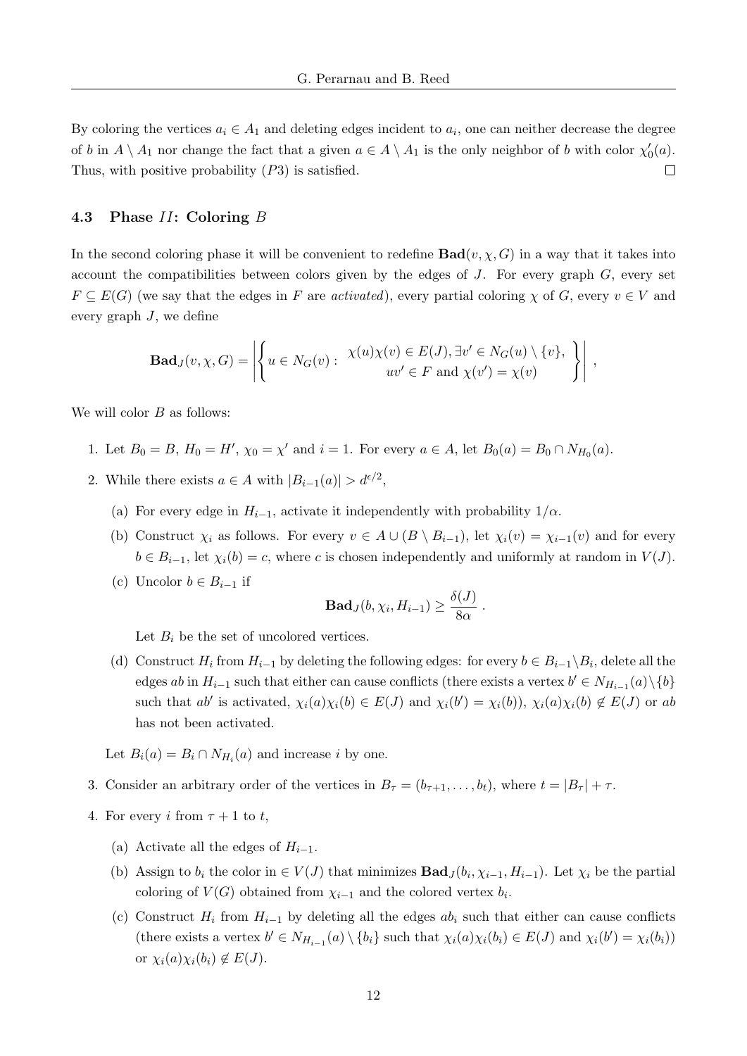By coloring the vertices $a_i \in A_1$ and deleting edges incident to $a_i$, one can neither decrease the degree of $b$ in $A \setminus A_1$ nor change the fact that a given $a \in A \setminus A_1$ is the only neighbor of $b$ with color $\chi'_0(a)$. Thus, with positive probability $(P3)$ is satisfied. $\square$

### 4.3 Phase $II$: Coloring $B$

In the second coloring phase it will be convenient to redefine $\mathbf{Bad}(v, \chi, G)$ in a way that it takes into account the compatibilities between colors given by the edges of $J$. For every graph $G$, every set $F \subseteq E(G)$ (we say that the edges in $F$ are *activated*), every partial coloring $\chi$ of $G$, every $v \in V$ and every graph $J$, we define

$$\mathbf{Bad}_J(v, \chi, G) = \left| \left\{ u \in N_G(v) : \begin{array}{c} \chi(u)\chi(v) \in E(J), \exists v' \in N_G(u) \setminus \{v\}, \\ uv' \in F \text{ and } \chi(v') = \chi(v) \end{array} \right\} \right| ,$$

We will color $B$ as follows:

1. Let $B_0 = B$, $H_0 = H'$, $\chi_0 = \chi'$ and $i = 1$. For every $a \in A$, let $B_0(a) = B_0 \cap N_{H_0}(a)$.
2. While there exists $a \in A$ with $|B_{i-1}(a)| > d^{\epsilon/2}$,
   (a) For every edge in $H_{i-1}$, activate it independently with probability $1/\alpha$.
   (b) Construct $\chi_i$ as follows. For every $v \in A \cup (B \setminus B_{i-1})$, let $\chi_i(v) = \chi_{i-1}(v)$ and for every $b \in B_{i-1}$, let $\chi_i(b) = c$, where $c$ is chosen independently and uniformly at random in $V(J)$.
   (c) Uncolor $b \in B_{i-1}$ if
   $$\mathbf{Bad}_J(b, \chi_i, H_{i-1}) \geq \frac{\delta(J)}{8\alpha} .$$
   Let $B_i$ be the set of uncolored vertices.
   (d) Construct $H_i$ from $H_{i-1}$ by deleting the following edges: for every $b \in B_{i-1} \setminus B_i$, delete all the edges $ab$ in $H_{i-1}$ such that either can cause conflicts (there exists a vertex $b' \in N_{H_{i-1}}(a) \setminus \{b\}$ such that $ab'$ is activated, $\chi_i(a)\chi_i(b) \in E(J)$ and $\chi_i(b') = \chi_i(b)$), $\chi_i(a)\chi_i(b) \notin E(J)$ or $ab$ has not been activated.

   Let $B_i(a) = B_i \cap N_{H_i}(a)$ and increase $i$ by one.
3. Consider an arbitrary order of the vertices in $B_\tau = (b_{\tau+1}, \dots, b_t)$, where $t = |B_\tau| + \tau$.
4. For every $i$ from $\tau + 1$ to $t$,
   (a) Activate all the edges of $H_{i-1}$.
   (b) Assign to $b_i$ the color in $\in V(J)$ that minimizes $\mathbf{Bad}_J(b_i, \chi_{i-1}, H_{i-1})$. Let $\chi_i$ be the partial coloring of $V(G)$ obtained from $\chi_{i-1}$ and the colored vertex $b_i$.
   (c) Construct $H_i$ from $H_{i-1}$ by deleting all the edges $ab_i$ such that either can cause conflicts (there exists a vertex $b' \in N_{H_{i-1}}(a) \setminus \{b_i\}$ such that $\chi_i(a)\chi_i(b_i) \in E(J)$ and $\chi_i(b') = \chi_i(b_i)$) or $\chi_i(a)\chi_i(b_i) \notin E(J)$.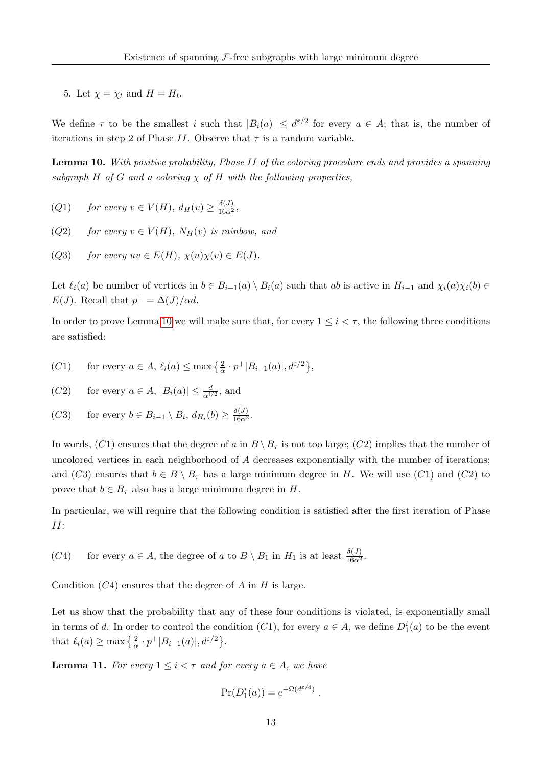5. Let $\chi = \chi_t$ and $H = H_t$.

We define $\tau$ to be the smallest $i$ such that $|B_i(a)| \leq d^{\varepsilon/2}$ for every $a \in A$; that is, the number of iterations in step 2 of Phase $II$. Observe that $\tau$ is a random variable.

**Lemma 10.** *With positive probability, Phase $II$ of the coloring procedure ends and provides a spanning subgraph $H$ of $G$ and a coloring $\chi$ of $H$ with the following properties,*

$(Q1)$ *for every $v \in V(H)$, $d_H(v) \geq \frac{\delta(J)}{16\alpha^2}$,*

$(Q2)$ *for every $v \in V(H)$, $N_H(v)$ is rainbow, and*

$(Q3)$ *for every $uv \in E(H)$, $\chi(u)\chi(v) \in E(J)$.*

Let $\ell_i(a)$ be number of vertices in $b \in B_{i-1}(a) \setminus B_i(a)$ such that $ab$ is active in $H_{i-1}$ and $\chi_i(a)\chi_i(b) \in E(J)$. Recall that $p^+ = \Delta(J)/\alpha d$.

In order to prove Lemma 10 we will make sure that, for every $1 \leq i < \tau$, the following three conditions are satisfied:

$(C1)$ for every $a \in A$, $\ell_i(a) \leq \max\left\{\frac{2}{\alpha} \cdot p^+|B_{i-1}(a)|, d^{\varepsilon/2}\right\}$,

$(C2)$ for every $a \in A$, $|B_i(a)| \leq \frac{d}{\alpha^{i/2}}$, and

$(C3)$ for every $b \in B_{i-1} \setminus B_i$, $d_{H_i}(b) \geq \frac{\delta(J)}{16\alpha^2}$.

In words, $(C1)$ ensures that the degree of $a$ in $B \setminus B_\tau$ is not too large; $(C2)$ implies that the number of uncolored vertices in each neighborhood of $A$ decreases exponentially with the number of iterations; and $(C3)$ ensures that $b \in B \setminus B_\tau$ has a large minimum degree in $H$. We will use $(C1)$ and $(C2)$ to prove that $b \in B_\tau$ also has a large minimum degree in $H$.

In particular, we will require that the following condition is satisfied after the first iteration of Phase $II$:

$(C4)$ for every $a \in A$, the degree of $a$ to $B \setminus B_1$ in $H_1$ is at least $\frac{\delta(J)}{16\alpha^2}$.

Condition $(C4)$ ensures that the degree of $A$ in $H$ is large.

Let us show that the probability that any of these four conditions is violated, is exponentially small in terms of $d$. In order to control the condition $(C1)$, for every $a \in A$, we define $D_1^i(a)$ to be the event that $\ell_i(a) \geq \max\left\{\frac{2}{\alpha} \cdot p^+|B_{i-1}(a)|, d^{\varepsilon/2}\right\}$.

**Lemma 11.** *For every $1 \leq i < \tau$ and for every $a \in A$, we have*

$$\Pr(D_1^i(a)) = e^{-\Omega(d^{\varepsilon/4})}.$$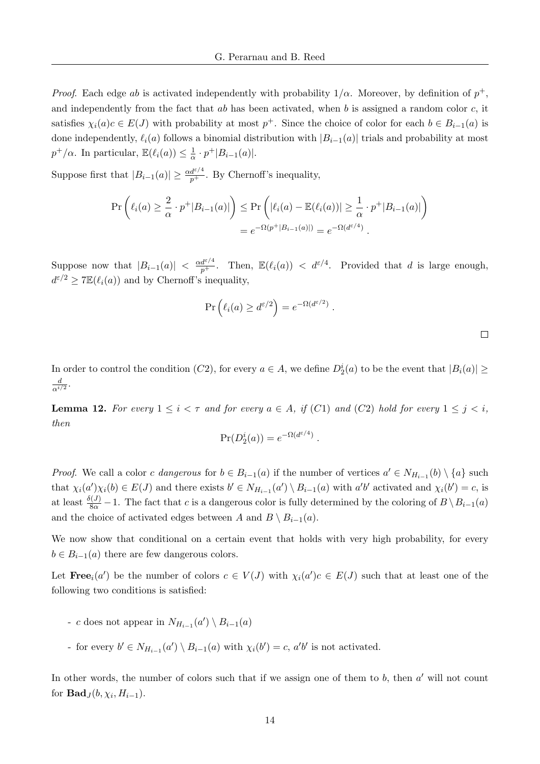*Proof.* Each edge $ab$ is activated independently with probability $1/\alpha$. Moreover, by definition of $p^+$, and independently from the fact that $ab$ has been activated, when $b$ is assigned a random color $c$, it satisfies $\chi_i(a)c \in E(J)$ with probability at most $p^+$. Since the choice of color for each $b \in B_{i-1}(a)$ is done independently, $\ell_i(a)$ follows a binomial distribution with $|B_{i-1}(a)|$ trials and probability at most $p^+/\alpha$. In particular, $\mathbb{E}(\ell_i(a)) \leq \frac{1}{\alpha} \cdot p^+|B_{i-1}(a)|$.

Suppose first that $|B_{i-1}(a)| \geq \frac{\alpha d^{\varepsilon/4}}{p^+}$. By Chernoff's inequality,

$$\Pr\left(\ell_i(a) \geq \frac{2}{\alpha} \cdot p^+|B_{i-1}(a)|\right) \leq \Pr\left(|\ell_i(a) - \mathbb{E}(\ell_i(a))| \geq \frac{1}{\alpha} \cdot p^+|B_{i-1}(a)|\right)$$
$$= e^{-\Omega(p^+|B_{i-1}(a)|)} = e^{-\Omega(d^{\varepsilon/4})} .$$

Suppose now that $|B_{i-1}(a)| < \frac{\alpha d^{\varepsilon/4}}{p^+}$. Then, $\mathbb{E}(\ell_i(a)) < d^{\varepsilon/4}$. Provided that $d$ is large enough, $d^{\varepsilon/2} \geq 7\mathbb{E}(\ell_i(a))$ and by Chernoff's inequality,

$$\Pr\left(\ell_i(a) \geq d^{\varepsilon/2}\right) = e^{-\Omega(d^{\varepsilon/2})} .$$

□

In order to control the condition $(C2)$, for every $a \in A$, we define $D_2^i(a)$ to be the event that $|B_i(a)| \geq \frac{d}{\alpha^{i/2}}$.

**Lemma 12.** *For every $1 \leq i < \tau$ and for every $a \in A$, if $(C1)$ and $(C2)$ hold for every $1 \leq j < i$, then*

$$\Pr(D_2^i(a)) = e^{-\Omega(d^{\varepsilon/4})} .$$

*Proof.* We call a color $c$ *dangerous* for $b \in B_{i-1}(a)$ if the number of vertices $a' \in N_{H_{i-1}}(b) \setminus \{a\}$ such that $\chi_i(a')\chi_i(b) \in E(J)$ and there exists $b' \in N_{H_{i-1}}(a') \setminus B_{i-1}(a)$ with $a'b'$ activated and $\chi_i(b') = c$, is at least $\frac{\delta(J)}{8\alpha} - 1$. The fact that $c$ is a dangerous color is fully determined by the coloring of $B \setminus B_{i-1}(a)$ and the choice of activated edges between $A$ and $B \setminus B_{i-1}(a)$.

We now show that conditional on a certain event that holds with very high probability, for every $b \in B_{i-1}(a)$ there are few dangerous colors.

Let $\mathbf{Free}_i(a')$ be the number of colors $c \in V(J)$ with $\chi_i(a')c \in E(J)$ such that at least one of the following two conditions is satisfied:

- $c$ does not appear in $N_{H_{i-1}}(a') \setminus B_{i-1}(a)$
- for every $b' \in N_{H_{i-1}}(a') \setminus B_{i-1}(a)$ with $\chi_i(b') = c$, $a'b'$ is not activated.

In other words, the number of colors such that if we assign one of them to $b$, then $a'$ will not count for $\mathbf{Bad}_J(b, \chi_i, H_{i-1})$.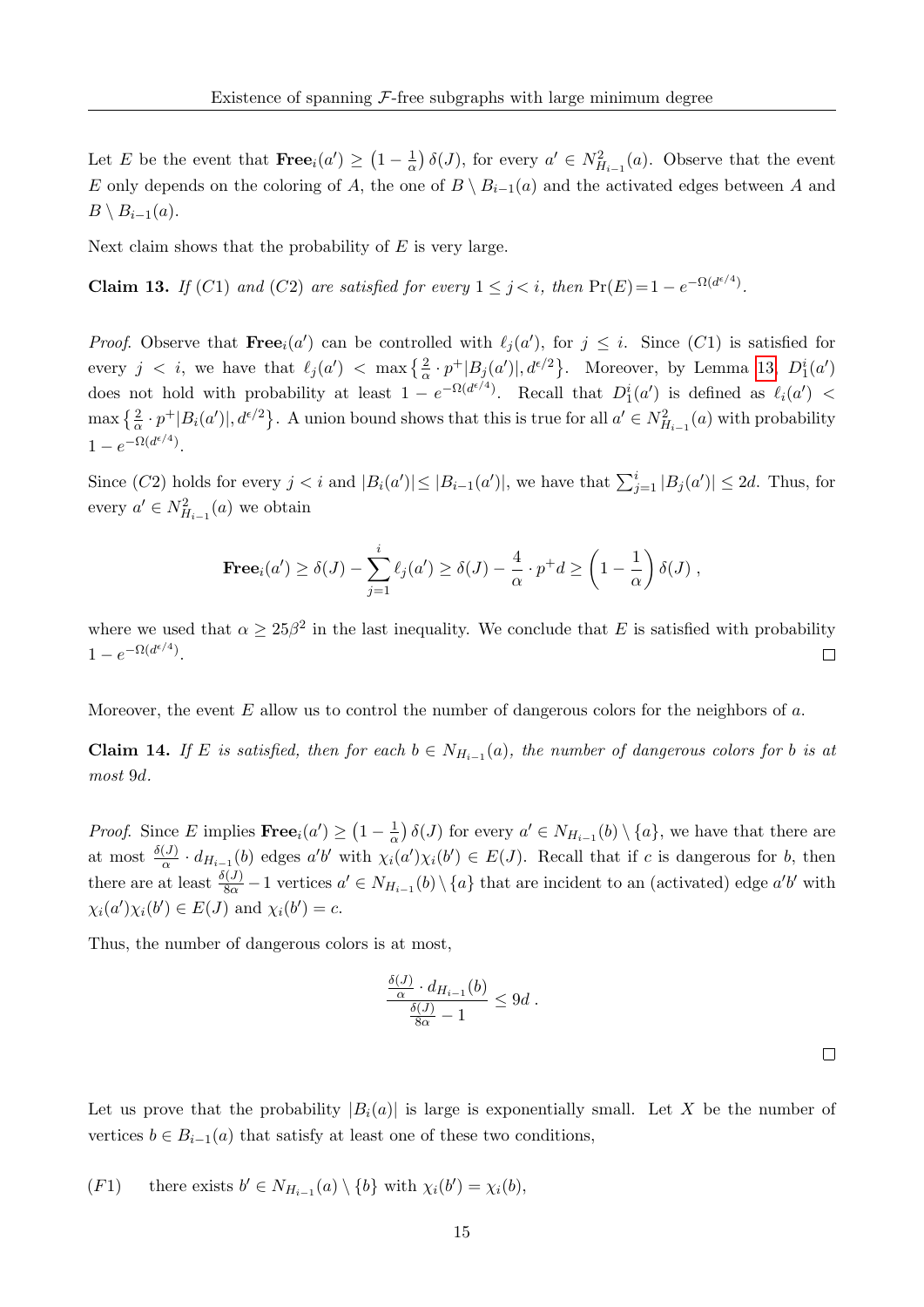Let $E$ be the event that $\mathbf{Free}_i(a') \geq \left(1 - \frac{1}{\alpha}\right)\delta(J)$, for every $a' \in N^2_{H_{i-1}}(a)$. Observe that the event $E$ only depends on the coloring of $A$, the one of $B \setminus B_{i-1}(a)$ and the activated edges between $A$ and $B \setminus B_{i-1}(a)$.

Next claim shows that the probability of $E$ is very large.

**Claim 13.** *If $(C1)$ and $(C2)$ are satisfied for every $1 \leq j < i$, then $\Pr(E) = 1 - e^{-\Omega(d^{\epsilon/4})}$.*

*Proof.* Observe that $\mathbf{Free}_i(a')$ can be controlled with $\ell_j(a')$, for $j \leq i$. Since $(C1)$ is satisfied for every $j < i$, we have that $\ell_j(a') < \max\left\{\frac{2}{\alpha} \cdot p^+|B_j(a')|, d^{\epsilon/2}\right\}$. Moreover, by Lemma 13, $D^i_1(a')$ does not hold with probability at least $1 - e^{-\Omega(d^{\epsilon/4})}$. Recall that $D^i_1(a')$ is defined as $\ell_i(a') < \max\left\{\frac{2}{\alpha} \cdot p^+|B_i(a')|, d^{\epsilon/2}\right\}$. A union bound shows that this is true for all $a' \in N^2_{H_{i-1}}(a)$ with probability $1 - e^{-\Omega(d^{\epsilon/4})}$.

Since $(C2)$ holds for every $j < i$ and $|B_i(a')| \leq |B_{i-1}(a')|$, we have that $\sum_{j=1}^{i} |B_j(a')| \leq 2d$. Thus, for every $a' \in N^2_{H_{i-1}}(a)$ we obtain

$$
\mathbf{Free}_i(a') \geq \delta(J) - \sum_{j=1}^{i} \ell_j(a') \geq \delta(J) - \frac{4}{\alpha} \cdot p^+ d \geq \left(1 - \frac{1}{\alpha}\right)\delta(J)\,,
$$

where we used that $\alpha \geq 25\beta^2$ in the last inequality. We conclude that $E$ is satisfied with probability $1 - e^{-\Omega(d^{\epsilon/4})}$. $\square$

Moreover, the event $E$ allow us to control the number of dangerous colors for the neighbors of $a$.

**Claim 14.** *If $E$ is satisfied, then for each $b \in N_{H_{i-1}}(a)$, the number of dangerous colors for $b$ is at most $9d$.*

*Proof.* Since $E$ implies $\mathbf{Free}_i(a') \geq \left(1 - \frac{1}{\alpha}\right)\delta(J)$ for every $a' \in N_{H_{i-1}}(b) \setminus \{a\}$, we have that there are at most $\frac{\delta(J)}{\alpha} \cdot d_{H_{i-1}}(b)$ edges $a'b'$ with $\chi_i(a')\chi_i(b') \in E(J)$. Recall that if $c$ is dangerous for $b$, then there are at least $\frac{\delta(J)}{8\alpha} - 1$ vertices $a' \in N_{H_{i-1}}(b) \setminus \{a\}$ that are incident to an (activated) edge $a'b'$ with $\chi_i(a')\chi_i(b') \in E(J)$ and $\chi_i(b') = c$.

Thus, the number of dangerous colors is at most,

$$
\frac{\frac{\delta(J)}{\alpha} \cdot d_{H_{i-1}}(b)}{\frac{\delta(J)}{8\alpha} - 1} \leq 9d\,.
$$

$\square$

Let us prove that the probability $|B_i(a)|$ is large is exponentially small. Let $X$ be the number of vertices $b \in B_{i-1}(a)$ that satisfy at least one of these two conditions,

$(F1)$ there exists $b' \in N_{H_{i-1}}(a) \setminus \{b\}$ with $\chi_i(b') = \chi_i(b)$,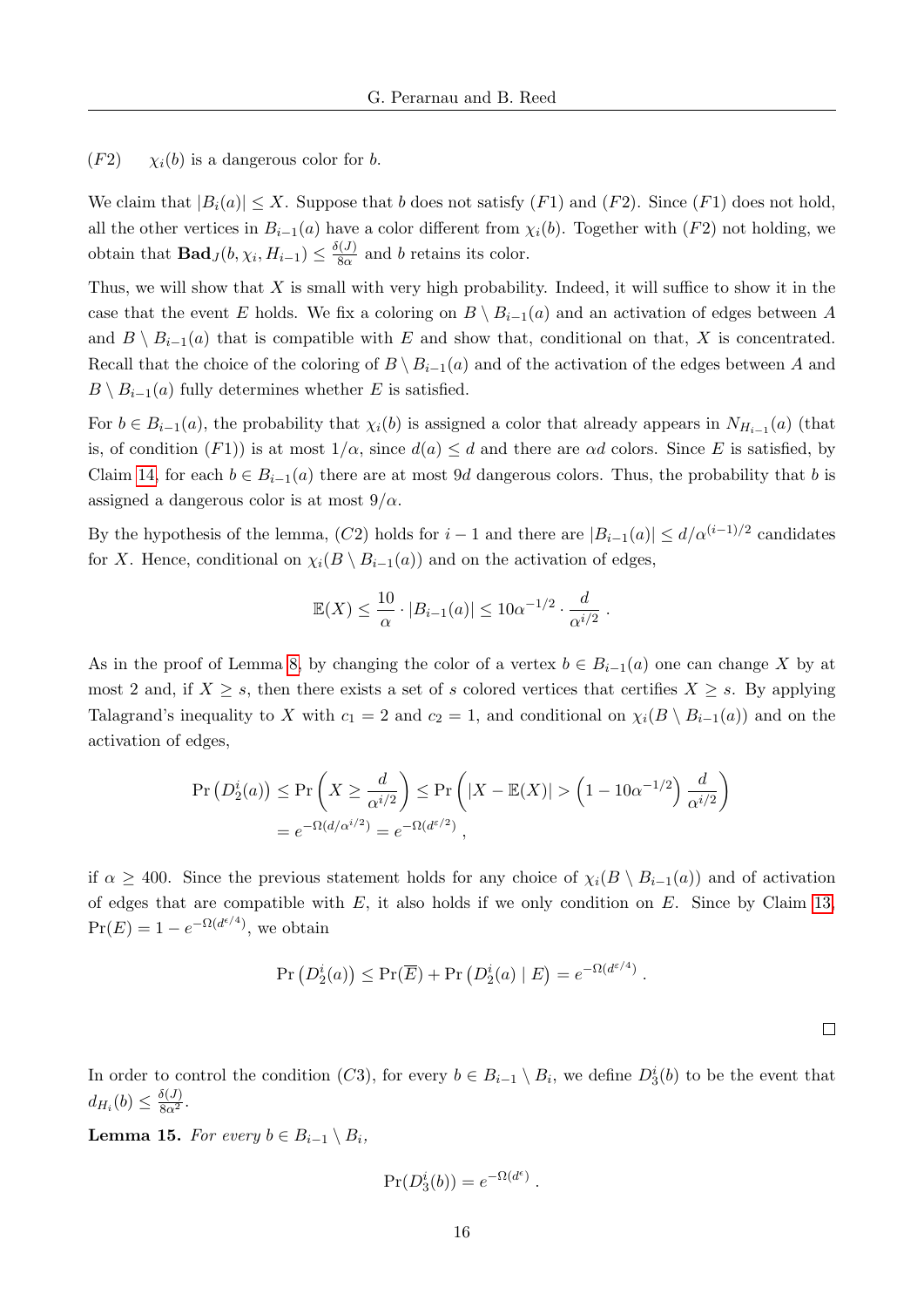(F2) $\quad \chi_i(b)$ is a dangerous color for $b$.

We claim that $|B_i(a)| \leq X$. Suppose that $b$ does not satisfy $(F1)$ and $(F2)$. Since $(F1)$ does not hold, all the other vertices in $B_{i-1}(a)$ have a color different from $\chi_i(b)$. Together with $(F2)$ not holding, we obtain that $\mathbf{Bad}_J(b, \chi_i, H_{i-1}) \leq \frac{\delta(J)}{8\alpha}$ and $b$ retains its color.

Thus, we will show that $X$ is small with very high probability. Indeed, it will suffice to show it in the case that the event $E$ holds. We fix a coloring on $B \setminus B_{i-1}(a)$ and an activation of edges between $A$ and $B \setminus B_{i-1}(a)$ that is compatible with $E$ and show that, conditional on that, $X$ is concentrated. Recall that the choice of the coloring of $B \setminus B_{i-1}(a)$ and of the activation of the edges between $A$ and $B \setminus B_{i-1}(a)$ fully determines whether $E$ is satisfied.

For $b \in B_{i-1}(a)$, the probability that $\chi_i(b)$ is assigned a color that already appears in $N_{H_{i-1}}(a)$ (that is, of condition $(F1)$) is at most $1/\alpha$, since $d(a) \leq d$ and there are $\alpha d$ colors. Since $E$ is satisfied, by Claim 14, for each $b \in B_{i-1}(a)$ there are at most $9d$ dangerous colors. Thus, the probability that $b$ is assigned a dangerous color is at most $9/\alpha$.

By the hypothesis of the lemma, $(C2)$ holds for $i-1$ and there are $|B_{i-1}(a)| \leq d/\alpha^{(i-1)/2}$ candidates for $X$. Hence, conditional on $\chi_i(B \setminus B_{i-1}(a))$ and on the activation of edges,

$$\mathbb{E}(X) \leq \frac{10}{\alpha} \cdot |B_{i-1}(a)| \leq 10\alpha^{-1/2} \cdot \frac{d}{\alpha^{i/2}} .$$

As in the proof of Lemma 8, by changing the color of a vertex $b \in B_{i-1}(a)$ one can change $X$ by at most 2 and, if $X \geq s$, then there exists a set of $s$ colored vertices that certifies $X \geq s$. By applying Talagrand's inequality to $X$ with $c_1 = 2$ and $c_2 = 1$, and conditional on $\chi_i(B \setminus B_{i-1}(a))$ and on the activation of edges,

$$\begin{aligned}\Pr\left(D_2^i(a)\right) &\leq \Pr\left(X \geq \frac{d}{\alpha^{i/2}}\right) \leq \Pr\left(|X - \mathbb{E}(X)| > \left(1 - 10\alpha^{-1/2}\right)\frac{d}{\alpha^{i/2}}\right) \\ &= e^{-\Omega(d/\alpha^{i/2})} = e^{-\Omega(d^{\varepsilon/2})} ,\end{aligned}$$

if $\alpha \geq 400$. Since the previous statement holds for any choice of $\chi_i(B \setminus B_{i-1}(a))$ and of activation of edges that are compatible with $E$, it also holds if we only condition on $E$. Since by Claim 13, $\Pr(E) = 1 - e^{-\Omega(d^{\epsilon/4})}$, we obtain

$$\Pr\left(D_2^i(a)\right) \leq \Pr(\overline{E}) + \Pr\left(D_2^i(a) \mid E\right) = e^{-\Omega(d^{\varepsilon/4})} .$$

□

In order to control the condition $(C3)$, for every $b \in B_{i-1} \setminus B_i$, we define $D_3^i(b)$ to be the event that $d_{H_i}(b) \leq \frac{\delta(J)}{8\alpha^2}$.

**Lemma 15.** *For every $b \in B_{i-1} \setminus B_i$,*

$$\Pr(D_3^i(b)) = e^{-\Omega(d^{\epsilon})} .$$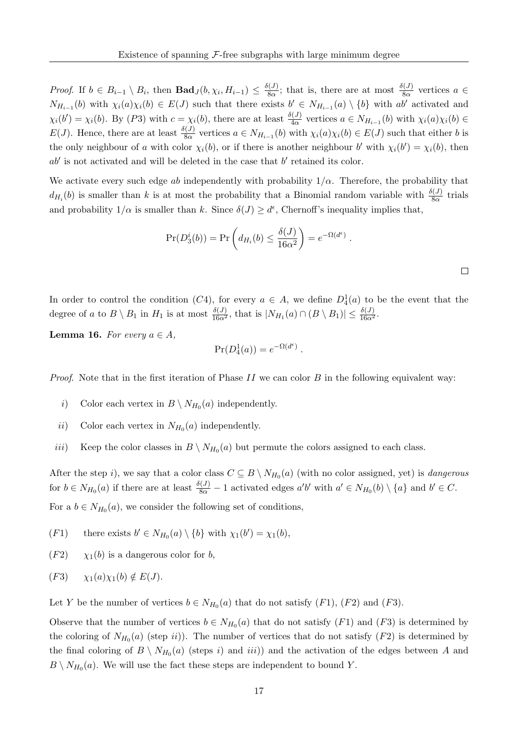*Proof.* If $b \in B_{i-1} \setminus B_i$, then $\mathbf{Bad}_J(b, \chi_i, H_{i-1}) \leq \frac{\delta(J)}{8\alpha}$; that is, there are at most $\frac{\delta(J)}{8\alpha}$ vertices $a \in N_{H_{i-1}}(b)$ with $\chi_i(a)\chi_i(b) \in E(J)$ such that there exists $b' \in N_{H_{i-1}}(a) \setminus \{b\}$ with $ab'$ activated and $\chi_i(b') = \chi_i(b)$. By $(P3)$ with $c = \chi_i(b)$, there are at least $\frac{\delta(J)}{4\alpha}$ vertices $a \in N_{H_{i-1}}(b)$ with $\chi_i(a)\chi_i(b) \in E(J)$. Hence, there are at least $\frac{\delta(J)}{8\alpha}$ vertices $a \in N_{H_{i-1}}(b)$ with $\chi_i(a)\chi_i(b) \in E(J)$ such that either $b$ is the only neighbour of $a$ with color $\chi_i(b)$, or if there is another neighbour $b'$ with $\chi_i(b') = \chi_i(b)$, then $ab'$ is not activated and will be deleted in the case that $b'$ retained its color.

We activate every such edge $ab$ independently with probability $1/\alpha$. Therefore, the probability that $d_{H_i}(b)$ is smaller than $k$ is at most the probability that a Binomial random variable with $\frac{\delta(J)}{8\alpha}$ trials and probability $1/\alpha$ is smaller than $k$. Since $\delta(J) \geq d^\epsilon$, Chernoff's inequality implies that,

$$\Pr(D_3^i(b)) = \Pr\left(d_{H_i}(b) \leq \frac{\delta(J)}{16\alpha^2}\right) = e^{-\Omega(d^\epsilon)} .$$

$\square$

In order to control the condition $(C4)$, for every $a \in A$, we define $D_4^1(a)$ to be the event that the degree of $a$ to $B \setminus B_1$ in $H_1$ is at most $\frac{\delta(J)}{16\alpha^2}$, that is $|N_{H_1}(a) \cap (B \setminus B_1)| \leq \frac{\delta(J)}{16\alpha^2}$.

**Lemma 16.** *For every $a \in A$,*

$$\Pr(D_4^1(a)) = e^{-\Omega(d^\epsilon)} .$$

*Proof.* Note that in the first iteration of Phase $II$ we can color $B$ in the following equivalent way:

- $i)$ Color each vertex in $B \setminus N_{H_0}(a)$ independently.
- $ii)$ Color each vertex in $N_{H_0}(a)$ independently.
- $iii)$ Keep the color classes in $B \setminus N_{H_0}(a)$ but permute the colors assigned to each class.

After the step $i)$, we say that a color class $C \subseteq B \setminus N_{H_0}(a)$ (with no color assigned, yet) is *dangerous* for $b \in N_{H_0}(a)$ if there are at least $\frac{\delta(J)}{8\alpha} - 1$ activated edges $a'b'$ with $a' \in N_{H_0}(b) \setminus \{a\}$ and $b' \in C$.

For a $b \in N_{H_0}(a)$, we consider the following set of conditions,

- $(F1)$ there exists $b' \in N_{H_0}(a) \setminus \{b\}$ with $\chi_1(b') = \chi_1(b)$,
- $(F2)$ $\chi_1(b)$ is a dangerous color for $b$,
- $(F3)$ $\chi_1(a)\chi_1(b) \notin E(J)$.

Let $Y$ be the number of vertices $b \in N_{H_0}(a)$ that do not satisfy $(F1)$, $(F2)$ and $(F3)$.

Observe that the number of vertices $b \in N_{H_0}(a)$ that do not satisfy $(F1)$ and $(F3)$ is determined by the coloring of $N_{H_0}(a)$ (step $ii)$). The number of vertices that do not satisfy $(F2)$ is determined by the final coloring of $B \setminus N_{H_0}(a)$ (steps $i)$ and $iii)$) and the activation of the edges between $A$ and $B \setminus N_{H_0}(a)$. We will use the fact these steps are independent to bound $Y$.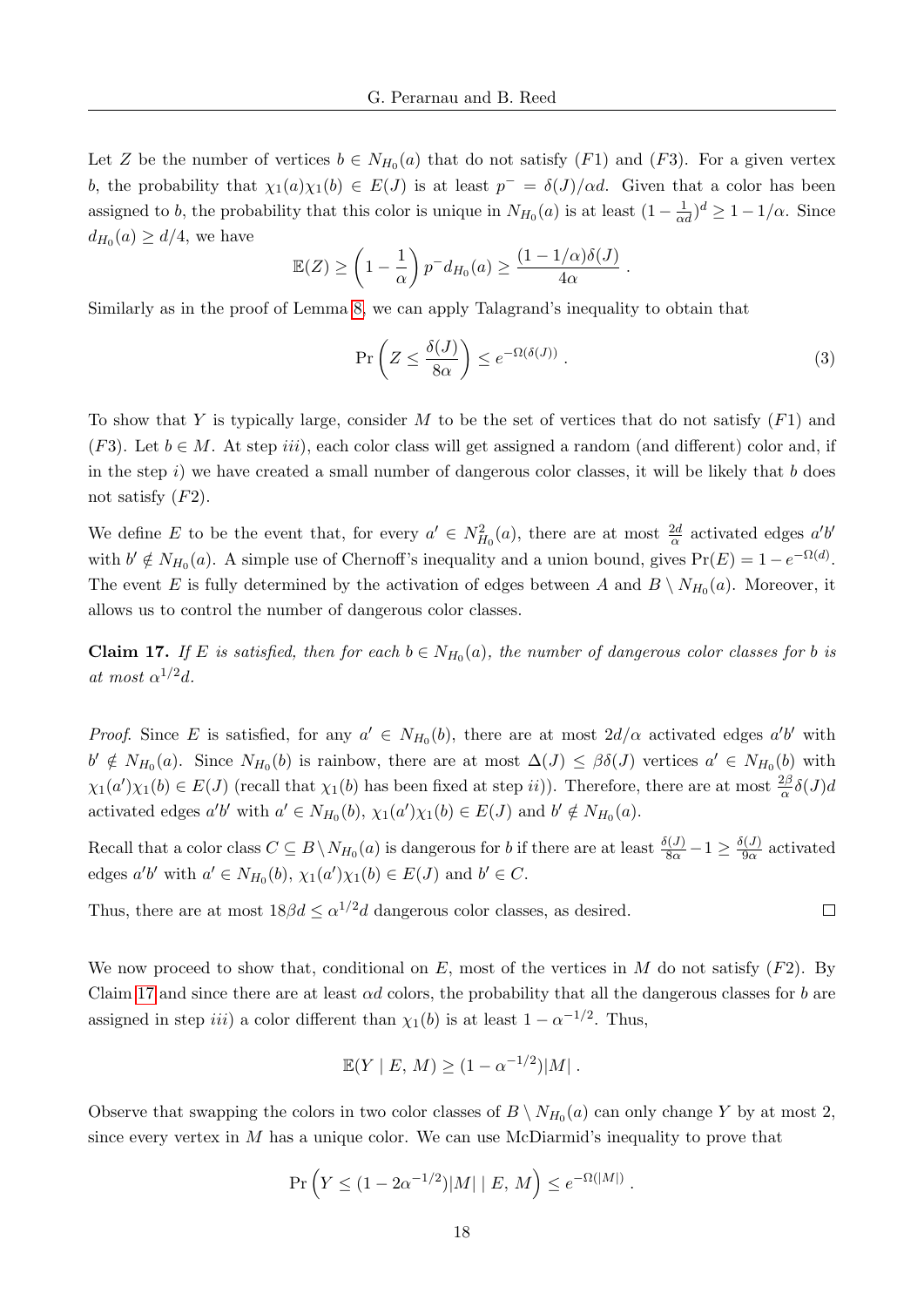Let $Z$ be the number of vertices $b \in N_{H_0}(a)$ that do not satisfy $(F1)$ and $(F3)$. For a given vertex $b$, the probability that $\chi_1(a)\chi_1(b) \in E(J)$ is at least $p^- = \delta(J)/\alpha d$. Given that a color has been assigned to $b$, the probability that this color is unique in $N_{H_0}(a)$ is at least $(1 - \frac{1}{\alpha d})^d \geq 1 - 1/\alpha$. Since $d_{H_0}(a) \geq d/4$, we have

$$\mathbb{E}(Z) \geq \left(1 - \frac{1}{\alpha}\right) p^- d_{H_0}(a) \geq \frac{(1 - 1/\alpha)\delta(J)}{4\alpha} .$$

Similarly as in the proof of Lemma 8, we can apply Talagrand's inequality to obtain that

$$\Pr\left(Z \leq \frac{\delta(J)}{8\alpha}\right) \leq e^{-\Omega(\delta(J))} . \tag{3}$$

To show that $Y$ is typically large, consider $M$ to be the set of vertices that do not satisfy $(F1)$ and $(F3)$. Let $b \in M$. At step *iii)*, each color class will get assigned a random (and different) color and, if in the step *i)* we have created a small number of dangerous color classes, it will be likely that $b$ does not satisfy $(F2)$.

We define $E$ to be the event that, for every $a' \in N^2_{H_0}(a)$, there are at most $\frac{2d}{\alpha}$ activated edges $a'b'$ with $b' \notin N_{H_0}(a)$. A simple use of Chernoff's inequality and a union bound, gives $\Pr(E) = 1 - e^{-\Omega(d)}$. The event $E$ is fully determined by the activation of edges between $A$ and $B \setminus N_{H_0}(a)$. Moreover, it allows us to control the number of dangerous color classes.

**Claim 17.** *If $E$ is satisfied, then for each $b \in N_{H_0}(a)$, the number of dangerous color classes for $b$ is at most $\alpha^{1/2} d$.*

*Proof.* Since $E$ is satisfied, for any $a' \in N_{H_0}(b)$, there are at most $2d/\alpha$ activated edges $a'b'$ with $b' \notin N_{H_0}(a)$. Since $N_{H_0}(b)$ is rainbow, there are at most $\Delta(J) \leq \beta\delta(J)$ vertices $a' \in N_{H_0}(b)$ with $\chi_1(a')\chi_1(b) \in E(J)$ (recall that $\chi_1(b)$ has been fixed at step *ii)*). Therefore, there are at most $\frac{2\beta}{\alpha}\delta(J)d$ activated edges $a'b'$ with $a' \in N_{H_0}(b)$, $\chi_1(a')\chi_1(b) \in E(J)$ and $b' \notin N_{H_0}(a)$.

Recall that a color class $C \subseteq B \setminus N_{H_0}(a)$ is dangerous for $b$ if there are at least $\frac{\delta(J)}{8\alpha} - 1 \geq \frac{\delta(J)}{9\alpha}$ activated edges $a'b'$ with $a' \in N_{H_0}(b)$, $\chi_1(a')\chi_1(b) \in E(J)$ and $b' \in C$.

Thus, there are at most $18\beta d \leq \alpha^{1/2} d$ dangerous color classes, as desired. $\square$

We now proceed to show that, conditional on $E$, most of the vertices in $M$ do not satisfy $(F2)$. By Claim 17 and since there are at least $\alpha d$ colors, the probability that all the dangerous classes for $b$ are assigned in step *iii)* a color different than $\chi_1(b)$ is at least $1 - \alpha^{-1/2}$. Thus,

$$\mathbb{E}(Y \mid E,\, M) \geq (1 - \alpha^{-1/2})|M| .$$

Observe that swapping the colors in two color classes of $B \setminus N_{H_0}(a)$ can only change $Y$ by at most 2, since every vertex in $M$ has a unique color. We can use McDiarmid's inequality to prove that

$$\Pr\left(Y \leq (1 - 2\alpha^{-1/2})|M| \mid E,\, M\right) \leq e^{-\Omega(|M|)} .$$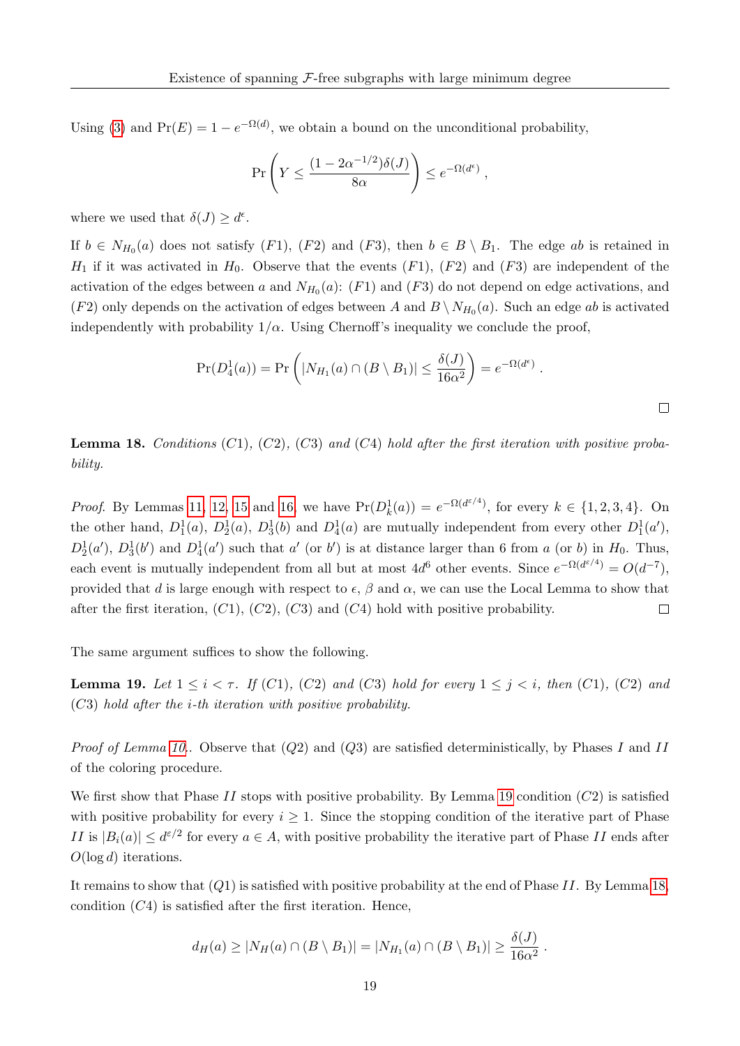Using (3) and $\Pr(E) = 1 - e^{-\Omega(d)}$, we obtain a bound on the unconditional probability,

$$\Pr\left(Y \leq \frac{(1 - 2\alpha^{-1/2})\delta(J)}{8\alpha}\right) \leq e^{-\Omega(d^{\epsilon})} ,$$

where we used that $\delta(J) \geq d^{\epsilon}$.

If $b \in N_{H_0}(a)$ does not satisfy $(F1)$, $(F2)$ and $(F3)$, then $b \in B \setminus B_1$. The edge $ab$ is retained in $H_1$ if it was activated in $H_0$. Observe that the events $(F1)$, $(F2)$ and $(F3)$ are independent of the activation of the edges between $a$ and $N_{H_0}(a)$: $(F1)$ and $(F3)$ do not depend on edge activations, and $(F2)$ only depends on the activation of edges between $A$ and $B \setminus N_{H_0}(a)$. Such an edge $ab$ is activated independently with probability $1/\alpha$. Using Chernoff's inequality we conclude the proof,

$$\Pr(D_4^1(a)) = \Pr\left(|N_{H_1}(a) \cap (B \setminus B_1)| \leq \frac{\delta(J)}{16\alpha^2}\right) = e^{-\Omega(d^{\epsilon})} .$$

□

**Lemma 18.** *Conditions $(C1)$, $(C2)$, $(C3)$ and $(C4)$ hold after the first iteration with positive probability.*

*Proof.* By Lemmas 11, 12, 15 and 16, we have $\Pr(D_k^1(a)) = e^{-\Omega(d^{\varepsilon/4})}$, for every $k \in \{1, 2, 3, 4\}$. On the other hand, $D_1^1(a)$, $D_2^1(a)$, $D_3^1(b)$ and $D_4^1(a)$ are mutually independent from every other $D_1^1(a')$, $D_2^1(a')$, $D_3^1(b')$ and $D_4^1(a')$ such that $a'$ (or $b'$) is at distance larger than 6 from $a$ (or $b$) in $H_0$. Thus, each event is mutually independent from all but at most $4d^6$ other events. Since $e^{-\Omega(d^{\varepsilon/4})} = O(d^{-7})$, provided that $d$ is large enough with respect to $\epsilon$, $\beta$ and $\alpha$, we can use the Local Lemma to show that after the first iteration, $(C1)$, $(C2)$, $(C3)$ and $(C4)$ hold with positive probability. □

The same argument suffices to show the following.

**Lemma 19.** *Let $1 \leq i < \tau$. If $(C1)$, $(C2)$ and $(C3)$ hold for every $1 \leq j < i$, then $(C1)$, $(C2)$ and $(C3)$ hold after the $i$-th iteration with positive probability.*

*Proof of Lemma 10.*. Observe that $(Q2)$ and $(Q3)$ are satisfied deterministically, by Phases $I$ and $II$ of the coloring procedure.

We first show that Phase $II$ stops with positive probability. By Lemma 19 condition $(C2)$ is satisfied with positive probability for every $i \geq 1$. Since the stopping condition of the iterative part of Phase $II$ is $|B_i(a)| \leq d^{\varepsilon/2}$ for every $a \in A$, with positive probability the iterative part of Phase $II$ ends after $O(\log d)$ iterations.

It remains to show that $(Q1)$ is satisfied with positive probability at the end of Phase $II$. By Lemma 18, condition $(C4)$ is satisfied after the first iteration. Hence,

$$d_H(a) \geq |N_H(a) \cap (B \setminus B_1)| = |N_{H_1}(a) \cap (B \setminus B_1)| \geq \frac{\delta(J)}{16\alpha^2} .$$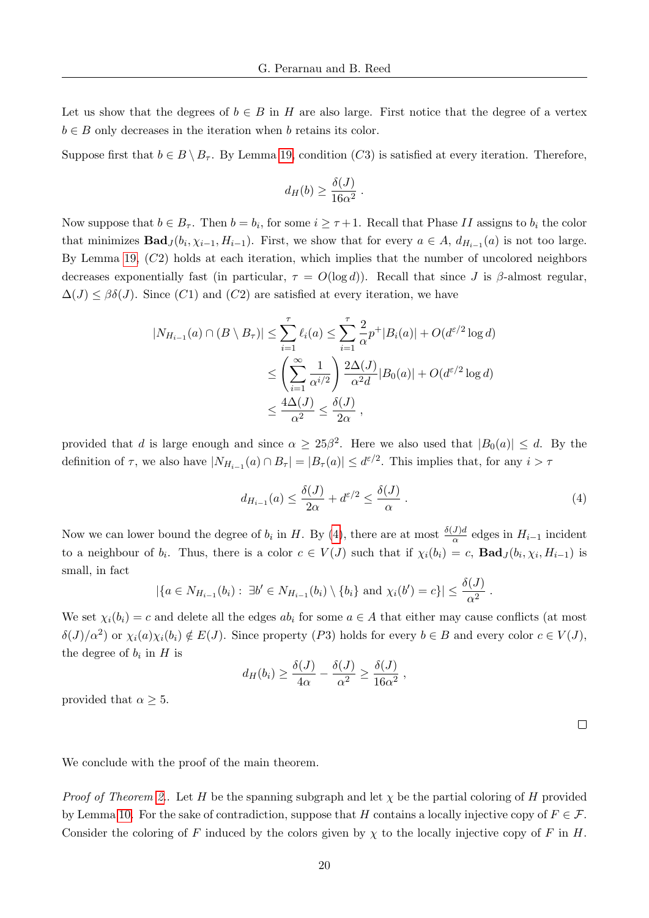Let us show that the degrees of $b \in B$ in $H$ are also large. First notice that the degree of a vertex $b \in B$ only decreases in the iteration when $b$ retains its color.

Suppose first that $b \in B \setminus B_\tau$. By Lemma 19, condition $(C3)$ is satisfied at every iteration. Therefore,

$$d_H(b) \geq \frac{\delta(J)}{16\alpha^2} \,.$$

Now suppose that $b \in B_\tau$. Then $b = b_i$, for some $i \geq \tau + 1$. Recall that Phase $II$ assigns to $b_i$ the color that minimizes $\mathbf{Bad}_J(b_i, \chi_{i-1}, H_{i-1})$. First, we show that for every $a \in A$, $d_{H_{i-1}}(a)$ is not too large. By Lemma 19, $(C2)$ holds at each iteration, which implies that the number of uncolored neighbors decreases exponentially fast (in particular, $\tau = O(\log d)$). Recall that since $J$ is $\beta$-almost regular, $\Delta(J) \leq \beta\delta(J)$. Since $(C1)$ and $(C2)$ are satisfied at every iteration, we have

$$\begin{aligned}
|N_{H_{i-1}}(a) \cap (B \setminus B_\tau)| &\leq \sum_{i=1}^{\tau} \ell_i(a) \leq \sum_{i=1}^{\tau} \frac{2}{\alpha} p^+ |B_i(a)| + O(d^{\varepsilon/2}\log d) \\
&\leq \left(\sum_{i=1}^{\infty} \frac{1}{\alpha^{i/2}}\right) \frac{2\Delta(J)}{\alpha^2 d} |B_0(a)| + O(d^{\varepsilon/2}\log d) \\
&\leq \frac{4\Delta(J)}{\alpha^2} \leq \frac{\delta(J)}{2\alpha} \,,
\end{aligned}$$

provided that $d$ is large enough and since $\alpha \geq 25\beta^2$. Here we also used that $|B_0(a)| \leq d$. By the definition of $\tau$, we also have $|N_{H_{i-1}}(a) \cap B_\tau| = |B_\tau(a)| \leq d^{\varepsilon/2}$. This implies that, for any $i > \tau$

$$d_{H_{i-1}}(a) \leq \frac{\delta(J)}{2\alpha} + d^{\varepsilon/2} \leq \frac{\delta(J)}{\alpha} \,. \tag{4}$$

Now we can lower bound the degree of $b_i$ in $H$. By (4), there are at most $\frac{\delta(J)d}{\alpha}$ edges in $H_{i-1}$ incident to a neighbour of $b_i$. Thus, there is a color $c \in V(J)$ such that if $\chi_i(b_i) = c$, $\mathbf{Bad}_J(b_i, \chi_i, H_{i-1})$ is small, in fact

$$|\{a \in N_{H_{i-1}}(b_i) :\; \exists b' \in N_{H_{i-1}}(b_i) \setminus \{b_i\} \text{ and } \chi_i(b') = c\}| \leq \frac{\delta(J)}{\alpha^2} \,.$$

We set $\chi_i(b_i) = c$ and delete all the edges $ab_i$ for some $a \in A$ that either may cause conflicts (at most $\delta(J)/\alpha^2$) or $\chi_i(a)\chi_i(b_i) \notin E(J)$. Since property $(P3)$ holds for every $b \in B$ and every color $c \in V(J)$, the degree of $b_i$ in $H$ is

$$d_H(b_i) \geq \frac{\delta(J)}{4\alpha} - \frac{\delta(J)}{\alpha^2} \geq \frac{\delta(J)}{16\alpha^2} \,,$$

provided that $\alpha \geq 5$.

□

We conclude with the proof of the main theorem.

*Proof of Theorem 2.*. Let $H$ be the spanning subgraph and let $\chi$ be the partial coloring of $H$ provided by Lemma 10. For the sake of contradiction, suppose that $H$ contains a locally injective copy of $F \in \mathcal{F}$. Consider the coloring of $F$ induced by the colors given by $\chi$ to the locally injective copy of $F$ in $H$.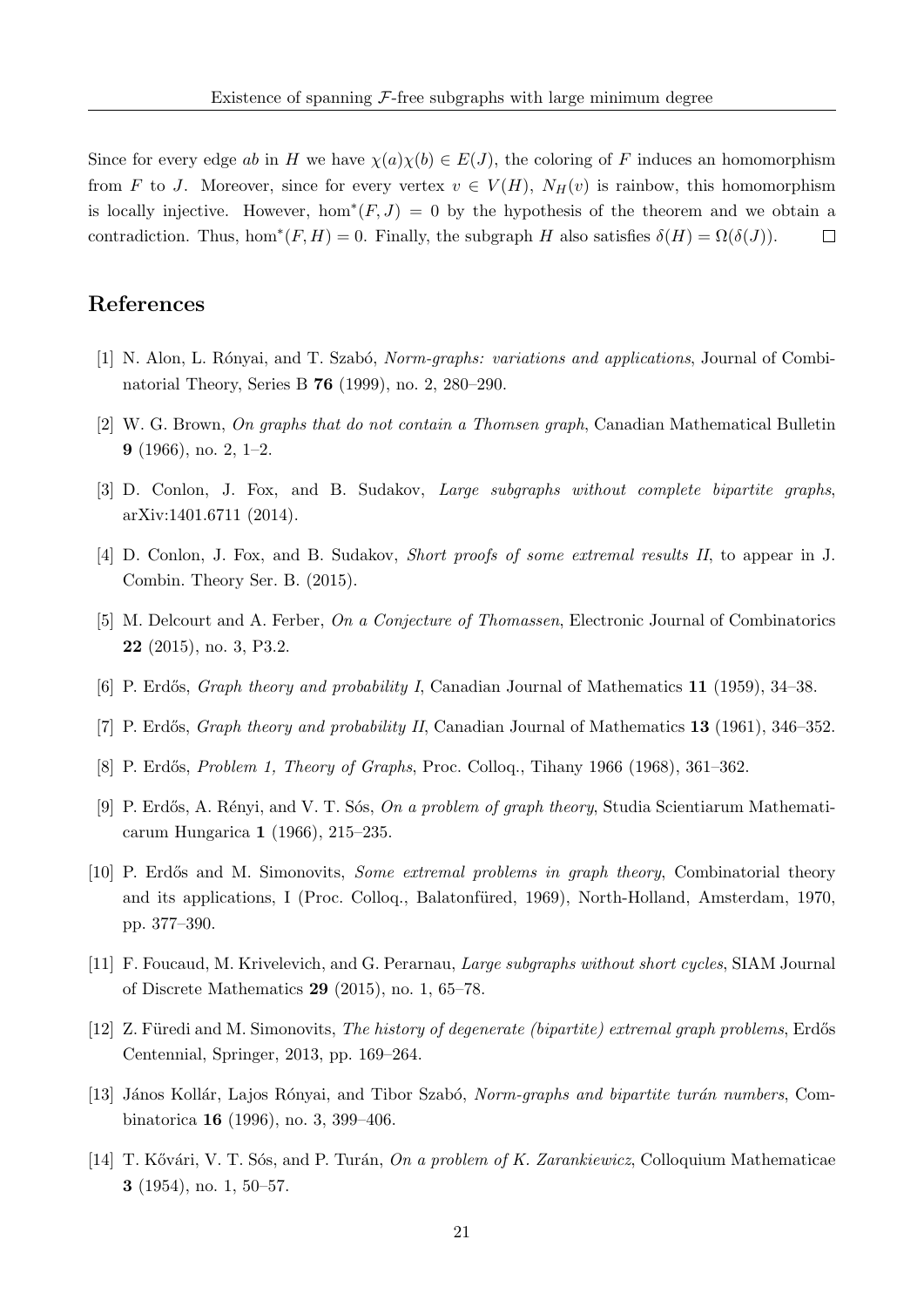Since for every edge $ab$ in $H$ we have $\chi(a)\chi(b) \in E(J)$, the coloring of $F$ induces an homomorphism from $F$ to $J$. Moreover, since for every vertex $v \in V(H)$, $N_H(v)$ is rainbow, this homomorphism is locally injective. However, $\hom^*(F, J) = 0$ by the hypothesis of the theorem and we obtain a contradiction. Thus, $\hom^*(F, H) = 0$. Finally, the subgraph $H$ also satisfies $\delta(H) = \Omega(\delta(J))$. $\square$

## References

[1] N. Alon, L. Rónyai, and T. Szabó, *Norm-graphs: variations and applications*, Journal of Combinatorial Theory, Series B **76** (1999), no. 2, 280–290.

[2] W. G. Brown, *On graphs that do not contain a Thomsen graph*, Canadian Mathematical Bulletin **9** (1966), no. 2, 1–2.

[3] D. Conlon, J. Fox, and B. Sudakov, *Large subgraphs without complete bipartite graphs*, arXiv:1401.6711 (2014).

[4] D. Conlon, J. Fox, and B. Sudakov, *Short proofs of some extremal results II*, to appear in J. Combin. Theory Ser. B. (2015).

[5] M. Delcourt and A. Ferber, *On a Conjecture of Thomassen*, Electronic Journal of Combinatorics **22** (2015), no. 3, P3.2.

[6] P. Erdős, *Graph theory and probability I*, Canadian Journal of Mathematics **11** (1959), 34–38.

[7] P. Erdős, *Graph theory and probability II*, Canadian Journal of Mathematics **13** (1961), 346–352.

[8] P. Erdős, *Problem 1, Theory of Graphs*, Proc. Colloq., Tihany 1966 (1968), 361–362.

[9] P. Erdős, A. Rényi, and V. T. Sós, *On a problem of graph theory*, Studia Scientiarum Mathematicarum Hungarica **1** (1966), 215–235.

[10] P. Erdős and M. Simonovits, *Some extremal problems in graph theory*, Combinatorial theory and its applications, I (Proc. Colloq., Balatonfüred, 1969), North-Holland, Amsterdam, 1970, pp. 377–390.

[11] F. Foucaud, M. Krivelevich, and G. Perarnau, *Large subgraphs without short cycles*, SIAM Journal of Discrete Mathematics **29** (2015), no. 1, 65–78.

[12] Z. Füredi and M. Simonovits, *The history of degenerate (bipartite) extremal graph problems*, Erdős Centennial, Springer, 2013, pp. 169–264.

[13] János Kollár, Lajos Rónyai, and Tibor Szabó, *Norm-graphs and bipartite turán numbers*, Combinatorica **16** (1996), no. 3, 399–406.

[14] T. Kővári, V. T. Sós, and P. Turán, *On a problem of K. Zarankiewicz*, Colloquium Mathematicae **3** (1954), no. 1, 50–57.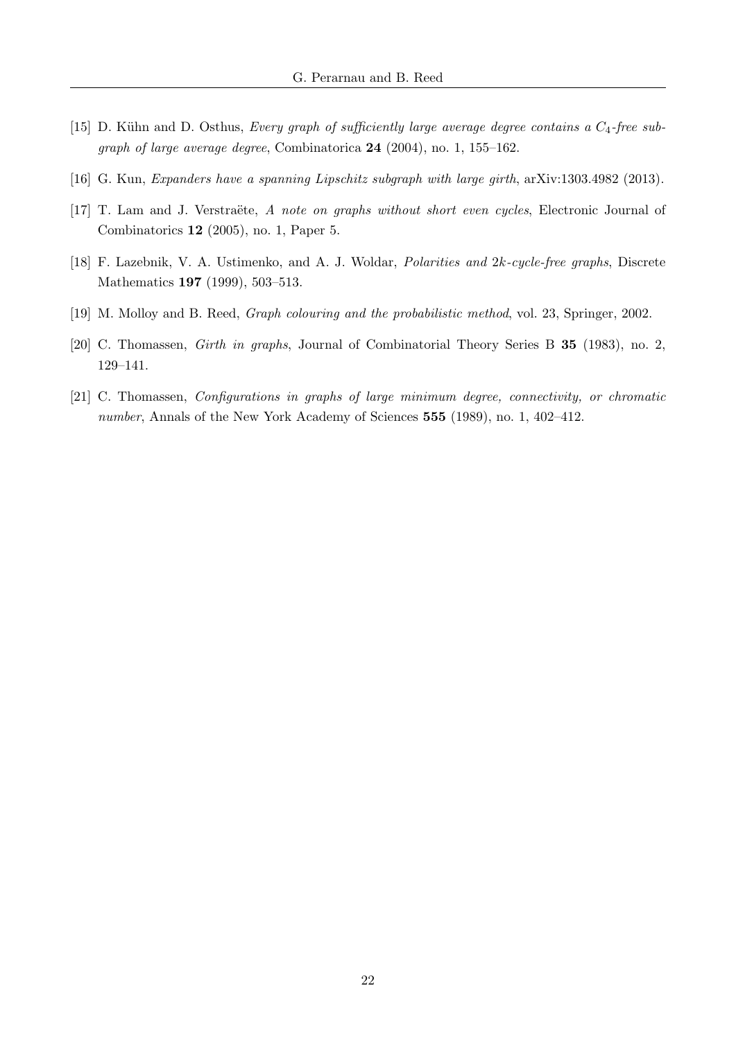[15] D. Kühn and D. Osthus, *Every graph of sufficiently large average degree contains a $C_4$-free subgraph of large average degree*, Combinatorica **24** (2004), no. 1, 155–162.

[16] G. Kun, *Expanders have a spanning Lipschitz subgraph with large girth*, arXiv:1303.4982 (2013).

[17] T. Lam and J. Verstraëte, *A note on graphs without short even cycles*, Electronic Journal of Combinatorics **12** (2005), no. 1, Paper 5.

[18] F. Lazebnik, V. A. Ustimenko, and A. J. Woldar, *Polarities and $2k$-cycle-free graphs*, Discrete Mathematics **197** (1999), 503–513.

[19] M. Molloy and B. Reed, *Graph colouring and the probabilistic method*, vol. 23, Springer, 2002.

[20] C. Thomassen, *Girth in graphs*, Journal of Combinatorial Theory Series B **35** (1983), no. 2, 129–141.

[21] C. Thomassen, *Configurations in graphs of large minimum degree, connectivity, or chromatic number*, Annals of the New York Academy of Sciences **555** (1989), no. 1, 402–412.